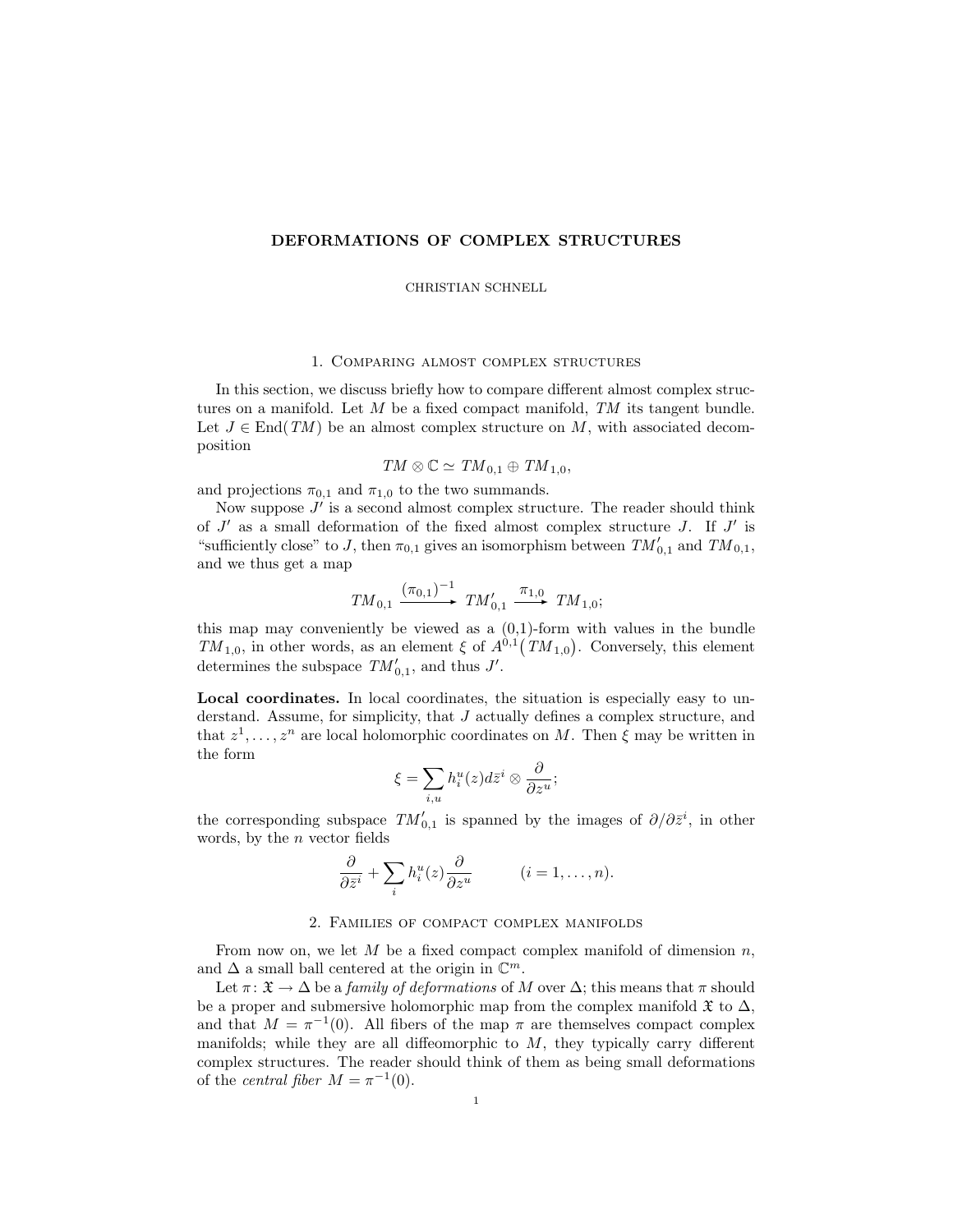# DEFORMATIONS OF COMPLEX STRUCTURES

CHRISTIAN SCHNELL

## 1. Comparing almost complex structures

In this section, we discuss briefly how to compare different almost complex structures on a manifold. Let $M$ be a fixed compact manifold, $TM$ its tangent bundle. Let $J \in \operatorname{End}(TM)$ be an almost complex structure on $M$, with associated decomposition

$$TM \otimes \mathbb{C} \simeq TM_{0,1} \oplus TM_{1,0},$$

and projections $\pi_{0,1}$ and $\pi_{1,0}$ to the two summands.

Now suppose $J'$ is a second almost complex structure. The reader should think of $J'$ as a small deformation of the fixed almost complex structure $J$. If $J'$ is "sufficiently close" to $J$, then $\pi_{0,1}$ gives an isomorphism between $TM'_{0,1}$ and $TM_{0,1}$, and we thus get a map

$$TM_{0,1} \xrightarrow{(\pi_{0,1})^{-1}} TM'_{0,1} \xrightarrow{\pi_{1,0}} TM_{1,0};$$

this map may conveniently be viewed as a (0,1)-form with values in the bundle $TM_{1,0}$, in other words, as an element $\xi$ of $A^{0,1}\big(TM_{1,0}\big)$. Conversely, this element determines the subspace $TM'_{0,1}$, and thus $J'$.

**Local coordinates.** In local coordinates, the situation is especially easy to understand. Assume, for simplicity, that $J$ actually defines a complex structure, and that $z^1, \dots, z^n$ are local holomorphic coordinates on $M$. Then $\xi$ may be written in the form

$$\xi = \sum_{i,u} h_i^u(z) d\bar{z}^i \otimes \frac{\partial}{\partial z^u};$$

the corresponding subspace $TM'_{0,1}$ is spanned by the images of $\partial/\partial\bar{z}^i$, in other words, by the $n$ vector fields

$$\frac{\partial}{\partial \bar{z}^i} + \sum_i h_i^u(z) \frac{\partial}{\partial z^u} \qquad (i = 1, \dots, n).$$

## 2. Families of compact complex manifolds

From now on, we let $M$ be a fixed compact complex manifold of dimension $n$, and $\Delta$ a small ball centered at the origin in $\mathbb{C}^m$.

Let $\pi \colon \mathfrak{X} \to \Delta$ be a *family of deformations* of $M$ over $\Delta$; this means that $\pi$ should be a proper and submersive holomorphic map from the complex manifold $\mathfrak{X}$ to $\Delta$, and that $M = \pi^{-1}(0)$. All fibers of the map $\pi$ are themselves compact complex manifolds; while they are all diffeomorphic to $M$, they typically carry different complex structures. The reader should think of them as being small deformations of the *central fiber* $M = \pi^{-1}(0)$.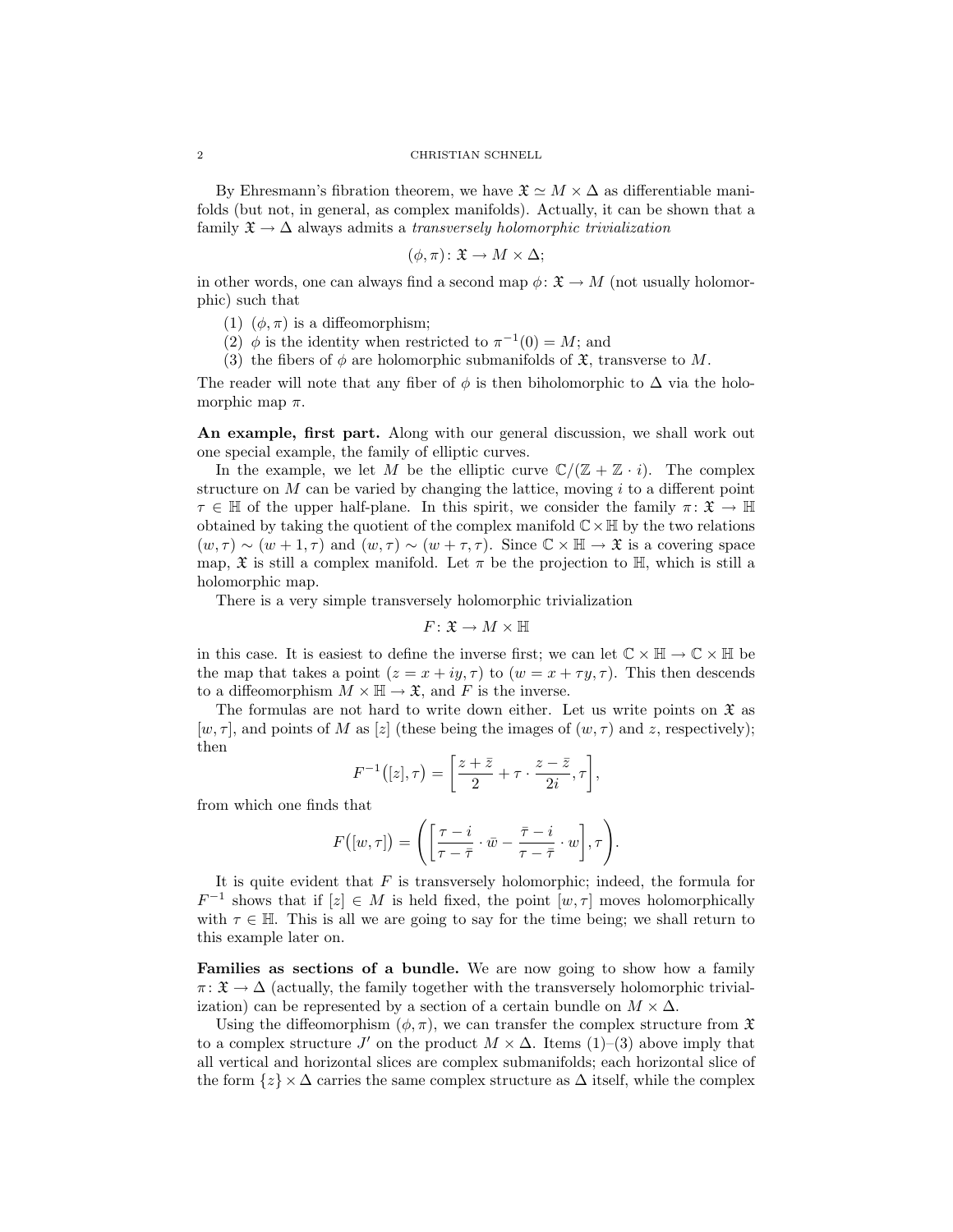By Ehresmann's fibration theorem, we have $\mathfrak{X} \simeq M \times \Delta$ as differentiable manifolds (but not, in general, as complex manifolds). Actually, it can be shown that a family $\mathfrak{X} \to \Delta$ always admits a *transversely holomorphic trivialization*

$$(\phi, \pi) \colon \mathfrak{X} \to M \times \Delta;$$

in other words, one can always find a second map $\phi \colon \mathfrak{X} \to M$ (not usually holomorphic) such that

(1) $(\phi, \pi)$ is a diffeomorphism;
(2) $\phi$ is the identity when restricted to $\pi^{-1}(0) = M$; and
(3) the fibers of $\phi$ are holomorphic submanifolds of $\mathfrak{X}$, transverse to $M$.

The reader will note that any fiber of $\phi$ is then biholomorphic to $\Delta$ via the holomorphic map $\pi$.

**An example, first part.** Along with our general discussion, we shall work out one special example, the family of elliptic curves.

In the example, we let $M$ be the elliptic curve $\mathbb{C}/(\mathbb{Z} + \mathbb{Z} \cdot i)$. The complex structure on $M$ can be varied by changing the lattice, moving $i$ to a different point $\tau \in \mathbb{H}$ of the upper half-plane. In this spirit, we consider the family $\pi \colon \mathfrak{X} \to \mathbb{H}$ obtained by taking the quotient of the complex manifold $\mathbb{C} \times \mathbb{H}$ by the two relations $(w, \tau) \sim (w + 1, \tau)$ and $(w, \tau) \sim (w + \tau, \tau)$. Since $\mathbb{C} \times \mathbb{H} \to \mathfrak{X}$ is a covering space map, $\mathfrak{X}$ is still a complex manifold. Let $\pi$ be the projection to $\mathbb{H}$, which is still a holomorphic map.

There is a very simple transversely holomorphic trivialization

$$F \colon \mathfrak{X} \to M \times \mathbb{H}$$

in this case. It is easiest to define the inverse first; we can let $\mathbb{C} \times \mathbb{H} \to \mathbb{C} \times \mathbb{H}$ be the map that takes a point $(z = x + iy, \tau)$ to $(w = x + \tau y, \tau)$. This then descends to a diffeomorphism $M \times \mathbb{H} \to \mathfrak{X}$, and $F$ is the inverse.

The formulas are not hard to write down either. Let us write points on $\mathfrak{X}$ as $[w, \tau]$, and points of $M$ as $[z]$ (these being the images of $(w, \tau)$ and $z$, respectively); then

$$F^{-1}\big([z], \tau\big) = \left[\frac{z + \bar{z}}{2} + \tau \cdot \frac{z - \bar{z}}{2i}, \tau\right],$$

from which one finds that

$$F\big([w, \tau]\big) = \left(\left[\frac{\tau - i}{\tau - \bar{\tau}} \cdot \bar{w} - \frac{\bar{\tau} - i}{\tau - \bar{\tau}} \cdot w\right], \tau\right).$$

It is quite evident that $F$ is transversely holomorphic; indeed, the formula for $F^{-1}$ shows that if $[z] \in M$ is held fixed, the point $[w, \tau]$ moves holomorphically with $\tau \in \mathbb{H}$. This is all we are going to say for the time being; we shall return to this example later on.

**Families as sections of a bundle.** We are now going to show how a family $\pi \colon \mathfrak{X} \to \Delta$ (actually, the family together with the transversely holomorphic trivialization) can be represented by a section of a certain bundle on $M \times \Delta$.

Using the diffeomorphism $(\phi, \pi)$, we can transfer the complex structure from $\mathfrak{X}$ to a complex structure $J'$ on the product $M \times \Delta$. Items (1)–(3) above imply that all vertical and horizontal slices are complex submanifolds; each horizontal slice of the form $\{z\} \times \Delta$ carries the same complex structure as $\Delta$ itself, while the complex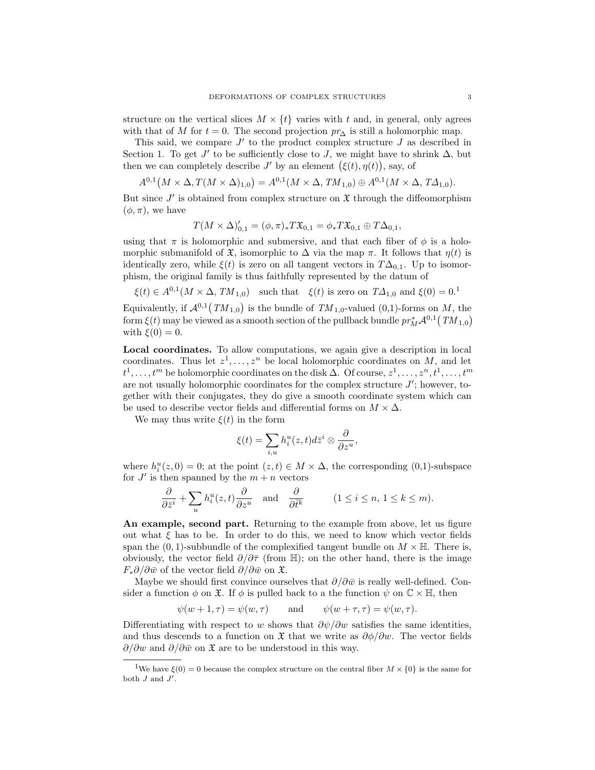structure on the vertical slices $M \times \{t\}$ varies with $t$ and, in general, only agrees with that of $M$ for $t = 0$. The second projection $pr_\Delta$ is still a holomorphic map.

This said, we compare $J'$ to the product complex structure $J$ as described in Section 1. To get $J'$ to be sufficiently close to $J$, we might have to shrink $\Delta$, but then we can completely describe $J'$ by an element $\big(\xi(t), \eta(t)\big)$, say, of

$$A^{0,1}\big(M \times \Delta, T(M \times \Delta)_{1,0}\big) = A^{0,1}(M \times \Delta, TM_{1,0}) \oplus A^{0,1}(M \times \Delta, T\varDelta_{1,0}).$$

But since $J'$ is obtained from complex structure on $\mathfrak{X}$ through the diffeomorphism $(\phi, \pi)$, we have

$$T(M \times \Delta)'_{0,1} = (\phi, \pi)_* T\mathfrak{X}_{0,1} = \phi_* T\mathfrak{X}_{0,1} \oplus T\Delta_{0,1},$$

using that $\pi$ is holomorphic and submersive, and that each fiber of $\phi$ is a holomorphic submanifold of $\mathfrak{X}$, isomorphic to $\Delta$ via the map $\pi$. It follows that $\eta(t)$ is identically zero, while $\xi(t)$ is zero on all tangent vectors in $T\Delta_{0,1}$. Up to isomorphism, the original family is thus faithfully represented by the datum of

$$\xi(t) \in A^{0,1}(M \times \Delta, TM_{1,0}) \quad \text{such that} \quad \xi(t) \text{ is zero on } T\varDelta_{1,0} \text{ and } \xi(0) = 0.\text{[1]}$$

Equivalently, if $\mathcal{A}^{0,1}\big(TM_{1,0}\big)$ is the bundle of $TM_{1,0}$-valued (0,1)-forms on $M$, the form $\xi(t)$ may be viewed as a smooth section of the pullback bundle $pr_M^* \mathcal{A}^{0,1}\big(TM_{1,0}\big)$ with $\xi(0) = 0$.

**Local coordinates.** To allow computations, we again give a description in local coordinates. Thus let $z^1, \dots, z^n$ be local holomorphic coordinates on $M$, and let $t^1, \dots, t^m$ be holomorphic coordinates on the disk $\Delta$. Of course, $z^1, \dots, z^n, t^1, \dots, t^m$ are not usually holomorphic coordinates for the complex structure $J'$; however, together with their conjugates, they do give a smooth coordinate system which can be used to describe vector fields and differential forms on $M \times \Delta$.

We may thus write $\xi(t)$ in the form

$$\xi(t) = \sum_{i,u} h_i^u(z,t) d\bar{z}^i \otimes \frac{\partial}{\partial z^u},$$

where $h_i^u(z, 0) = 0$; at the point $(z,t) \in M \times \Delta$, the corresponding (0,1)-subspace for $J'$ is then spanned by the $m + n$ vectors

$$\frac{\partial}{\partial \bar{z}^i} + \sum_u h_i^u(z,t) \frac{\partial}{\partial z^u} \quad \text{and} \quad \frac{\partial}{\partial \bar{t}^k} \qquad (1 \leq i \leq n,\ 1 \leq k \leq m).$$

**An example, second part.** Returning to the example from above, let us figure out what $\xi$ has to be. In order to do this, we need to know which vector fields span the $(0,1)$-subbundle of the complexified tangent bundle on $M \times \mathbb{H}$. There is, obviously, the vector field $\partial/\partial\bar{\tau}$ (from $\mathbb{H}$); on the other hand, there is the image $F_* \partial/\partial\bar{w}$ of the vector field $\partial/\partial\bar{w}$ on $\mathfrak{X}$.

Maybe we should first convince ourselves that $\partial/\partial\bar{w}$ is really well-defined. Consider a function $\phi$ on $\mathfrak{X}$. If $\phi$ is pulled back to a the function $\psi$ on $\mathbb{C} \times \mathbb{H}$, then

$$\psi(w + 1, \tau) = \psi(w, \tau) \qquad \text{and} \qquad \psi(w + \tau, \tau) = \psi(w, \tau).$$

Differentiating with respect to $w$ shows that $\partial\psi/\partial w$ satisfies the same identities, and thus descends to a function on $\mathfrak{X}$ that we write as $\partial\phi/\partial w$. The vector fields $\partial/\partial w$ and $\partial/\partial\bar{w}$ on $\mathfrak{X}$ are to be understood in this way.

[1] We have $\xi(0) = 0$ because the complex structure on the central fiber $M \times \{0\}$ is the same for both $J$ and $J'$.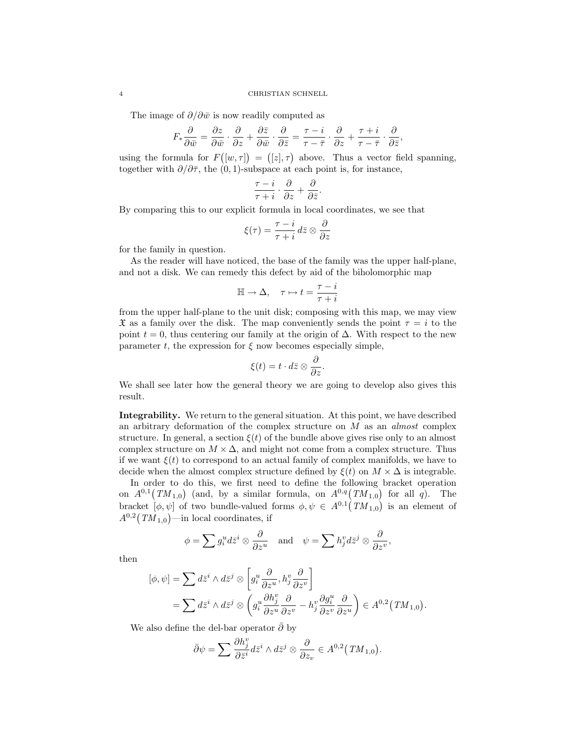The image of $\partial/\partial\bar{w}$ is now readily computed as

$$F_* \frac{\partial}{\partial \bar{w}} = \frac{\partial z}{\partial \bar{w}} \cdot \frac{\partial}{\partial z} + \frac{\partial \bar{z}}{\partial \bar{w}} \cdot \frac{\partial}{\partial \bar{z}} = \frac{\tau - i}{\tau - \bar{\tau}} \cdot \frac{\partial}{\partial z} + \frac{\tau + i}{\tau - \bar{\tau}} \cdot \frac{\partial}{\partial \bar{z}},$$

using the formula for $F\big([w,\tau]\big) = \big([z],\tau\big)$ above. Thus a vector field spanning, together with $\partial/\partial\bar{\tau}$, the $(0,1)$-subspace at each point is, for instance,

$$\frac{\tau - i}{\tau + i} \cdot \frac{\partial}{\partial z} + \frac{\partial}{\partial \bar{z}}.$$

By comparing this to our explicit formula in local coordinates, we see that

$$\xi(\tau) = \frac{\tau - i}{\tau + i} \, d\bar{z} \otimes \frac{\partial}{\partial z}$$

for the family in question.

As the reader will have noticed, the base of the family was the upper half-plane, and not a disk. We can remedy this defect by aid of the biholomorphic map

$$\mathbb{H} \to \Delta, \quad \tau \mapsto t = \frac{\tau - i}{\tau + i}$$

from the upper half-plane to the unit disk; composing with this map, we may view $\mathfrak{X}$ as a family over the disk. The map conveniently sends the point $\tau = i$ to the point $t = 0$, thus centering our family at the origin of $\Delta$. With respect to the new parameter $t$, the expression for $\xi$ now becomes especially simple,

$$\xi(t) = t \cdot d\bar{z} \otimes \frac{\partial}{\partial z}.$$

We shall see later how the general theory we are going to develop also gives this result.

**Integrability.** We return to the general situation. At this point, we have described an arbitrary deformation of the complex structure on $M$ as an *almost* complex structure. In general, a section $\xi(t)$ of the bundle above gives rise only to an almost complex structure on $M \times \Delta$, and might not come from a complex structure. Thus if we want $\xi(t)$ to correspond to an actual family of complex manifolds, we have to decide when the almost complex structure defined by $\xi(t)$ on $M \times \Delta$ is integrable.

In order to do this, we first need to define the following bracket operation on $A^{0,1}\big(TM_{1,0}\big)$ (and, by a similar formula, on $A^{0,q}\big(TM_{1,0}\big)$ for all $q$). The bracket $[\phi,\psi]$ of two bundle-valued forms $\phi, \psi \in A^{0,1}\big(TM_{1,0}\big)$ is an element of $A^{0,2}\big(TM_{1,0}\big)$—in local coordinates, if

$$\phi = \sum g_i^u d\bar{z}^i \otimes \frac{\partial}{\partial z^u} \quad \text{and} \quad \psi = \sum h_j^v d\bar{z}^j \otimes \frac{\partial}{\partial z^v},$$

then

$$\begin{aligned}
[\phi,\psi] &= \sum d\bar{z}^i \wedge d\bar{z}^j \otimes \left[ g_i^u \frac{\partial}{\partial z^u}, h_j^v \frac{\partial}{\partial z^v} \right] \\
&= \sum d\bar{z}^i \wedge d\bar{z}^j \otimes \left( g_i^u \frac{\partial h_j^v}{\partial z^u} \frac{\partial}{\partial z^v} - h_j^v \frac{\partial g_i^u}{\partial z^v} \frac{\partial}{\partial z^u} \right) \in A^{0,2}\big(TM_{1,0}\big).
\end{aligned}$$

We also define the del-bar operator $\bar{\partial}$ by

$$\bar{\partial}\psi = \sum \frac{\partial h_j^v}{\partial \bar{z}^i} d\bar{z}^i \wedge d\bar{z}^j \otimes \frac{\partial}{\partial z_v} \in A^{0,2}\big(TM_{1,0}\big).$$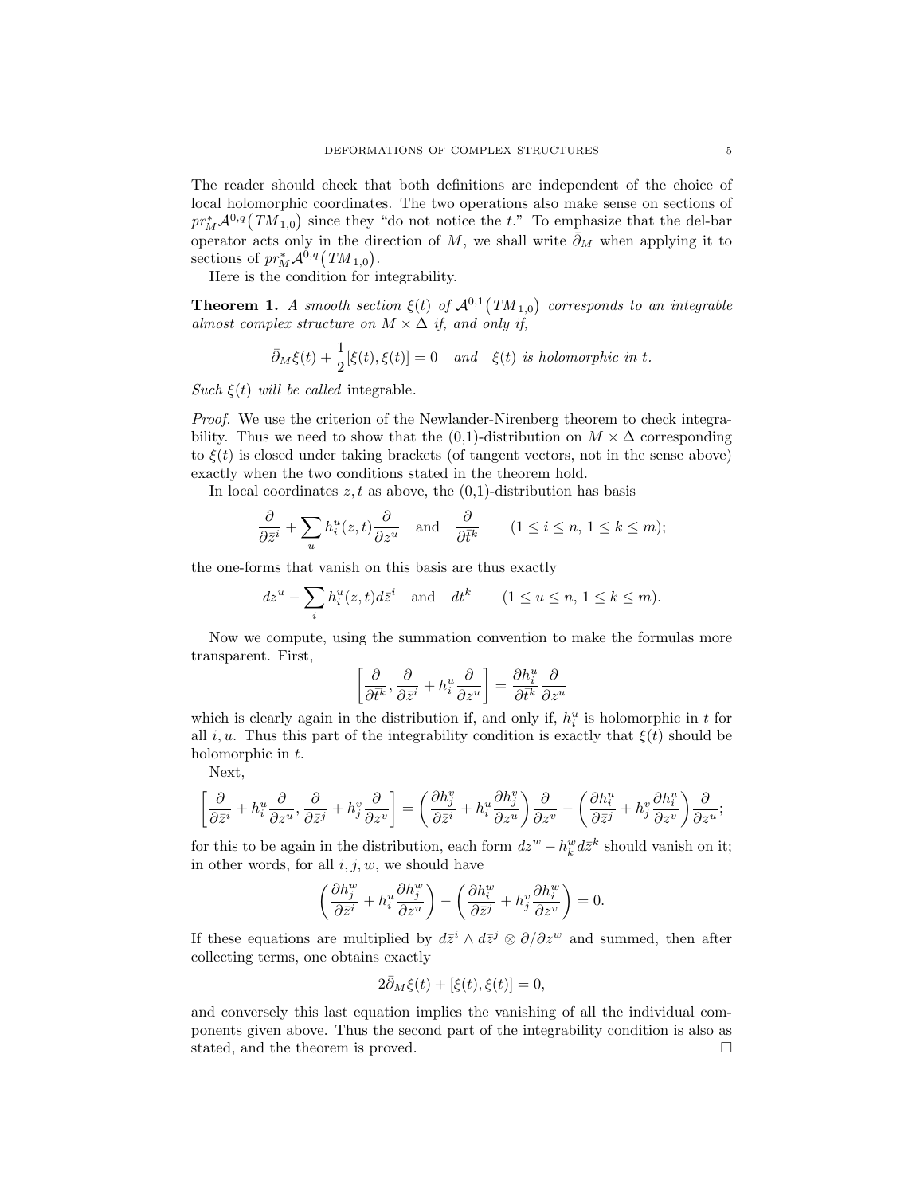The reader should check that both definitions are independent of the choice of local holomorphic coordinates. The two operations also make sense on sections of $pr_M^*\mathcal{A}^{0,q}\big(TM_{1,0}\big)$ since they "do not notice the $t$." To emphasize that the del-bar operator acts only in the direction of $M$, we shall write $\bar\partial_M$ when applying it to sections of $pr_M^*\mathcal{A}^{0,q}\big(TM_{1,0}\big)$.

Here is the condition for integrability.

**Theorem 1.** *A smooth section $\xi(t)$ of $\mathcal{A}^{0,1}\big(TM_{1,0}\big)$ corresponds to an integrable almost complex structure on $M \times \Delta$ if, and only if,*

$$\bar\partial_M \xi(t) + \frac{1}{2}[\xi(t), \xi(t)] = 0 \quad \text{and} \quad \xi(t) \text{ is holomorphic in } t.$$

*Such $\xi(t)$ will be called* integrable.

*Proof.* We use the criterion of the Newlander-Nirenberg theorem to check integrability. Thus we need to show that the (0,1)-distribution on $M \times \Delta$ corresponding to $\xi(t)$ is closed under taking brackets (of tangent vectors, not in the sense above) exactly when the two conditions stated in the theorem hold.

In local coordinates $z, t$ as above, the (0,1)-distribution has basis

$$\frac{\partial}{\partial \bar z^i} + \sum_u h_i^u(z,t)\frac{\partial}{\partial z^u} \quad \text{and} \quad \frac{\partial}{\partial \bar t^k} \qquad (1 \le i \le n,\ 1 \le k \le m);$$

the one-forms that vanish on this basis are thus exactly

$$dz^u - \sum_i h_i^u(z,t) d\bar z^i \quad \text{and} \quad dt^k \qquad (1 \le u \le n,\ 1 \le k \le m).$$

Now we compute, using the summation convention to make the formulas more transparent. First,

$$\left[\frac{\partial}{\partial \bar t^k}, \frac{\partial}{\partial \bar z^i} + h_i^u \frac{\partial}{\partial z^u}\right] = \frac{\partial h_i^u}{\partial \bar t^k}\frac{\partial}{\partial z^u}$$

which is clearly again in the distribution if, and only if, $h_i^u$ is holomorphic in $t$ for all $i, u$. Thus this part of the integrability condition is exactly that $\xi(t)$ should be holomorphic in $t$.

Next,

$$\left[\frac{\partial}{\partial \bar z^i} + h_i^u \frac{\partial}{\partial z^u}, \frac{\partial}{\partial \bar z^j} + h_j^v \frac{\partial}{\partial z^v}\right] = \left(\frac{\partial h_j^v}{\partial \bar z^i} + h_i^u \frac{\partial h_j^v}{\partial z^u}\right)\frac{\partial}{\partial z^v} - \left(\frac{\partial h_i^u}{\partial \bar z^j} + h_j^v \frac{\partial h_i^u}{\partial z^v}\right)\frac{\partial}{\partial z^u};$$

for this to be again in the distribution, each form $dz^w - h_k^w d\bar z^k$ should vanish on it; in other words, for all $i, j, w$, we should have

$$\left(\frac{\partial h_j^w}{\partial \bar z^i} + h_i^u \frac{\partial h_j^w}{\partial z^u}\right) - \left(\frac{\partial h_i^w}{\partial \bar z^j} + h_j^v \frac{\partial h_i^w}{\partial z^v}\right) = 0.$$

If these equations are multiplied by $d\bar z^i \wedge d\bar z^j \otimes \partial/\partial z^w$ and summed, then after collecting terms, one obtains exactly

$$2\bar\partial_M \xi(t) + [\xi(t), \xi(t)] = 0,$$

and conversely this last equation implies the vanishing of all the individual components given above. Thus the second part of the integrability condition is also as stated, and the theorem is proved. $\square$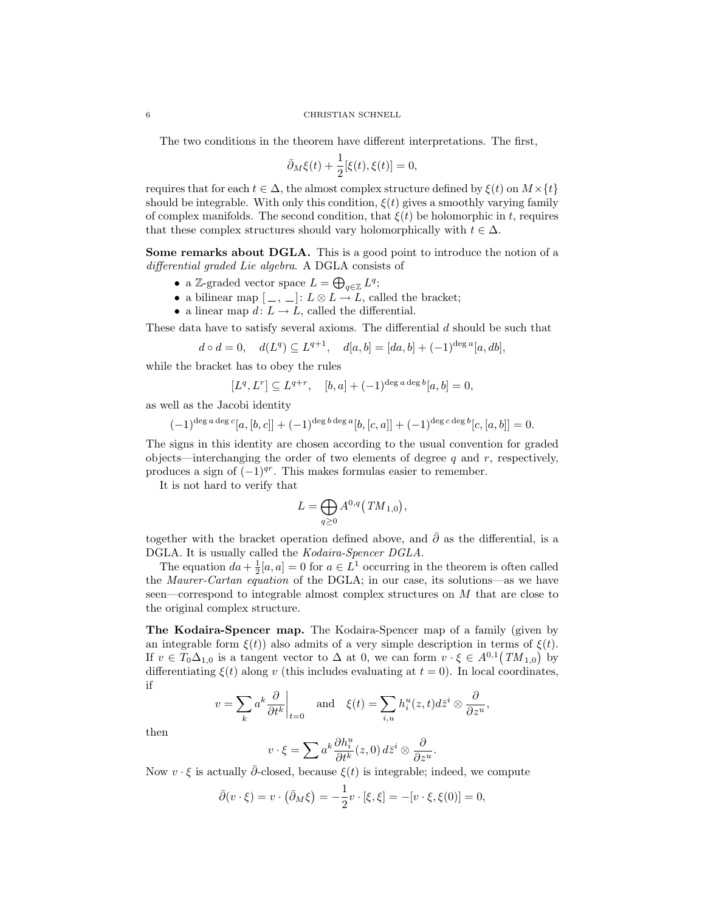The two conditions in the theorem have different interpretations. The first,

$$\bar{\partial}_M \xi(t) + \frac{1}{2}[\xi(t), \xi(t)] = 0,$$

requires that for each $t \in \Delta$, the almost complex structure defined by $\xi(t)$ on $M \times \{t\}$ should be integrable. With only this condition, $\xi(t)$ gives a smoothly varying family of complex manifolds. The second condition, that $\xi(t)$ be holomorphic in $t$, requires that these complex structures should vary holomorphically with $t \in \Delta$.

**Some remarks about DGLA.** This is a good point to introduce the notion of a *differential graded Lie algebra*. A DGLA consists of

- a $\mathbb{Z}$-graded vector space $L = \bigoplus_{q \in \mathbb{Z}} L^q$;
- a bilinear map $[\_\,,\,\_] \colon L \otimes L \to L$, called the bracket;
- a linear map $d \colon L \to L$, called the differential.

These data have to satisfy several axioms. The differential $d$ should be such that

$$d \circ d = 0, \quad d(L^q) \subseteq L^{q+1}, \quad d[a,b] = [da, b] + (-1)^{\deg a}[a, db],$$

while the bracket has to obey the rules

$$[L^q, L^r] \subseteq L^{q+r}, \quad [b,a] + (-1)^{\deg a \deg b}[a,b] = 0,$$

as well as the Jacobi identity

$$(-1)^{\deg a \deg c}[a,[b,c]] + (-1)^{\deg b \deg a}[b,[c,a]] + (-1)^{\deg c \deg b}[c,[a,b]] = 0.$$

The signs in this identity are chosen according to the usual convention for graded objects—interchanging the order of two elements of degree $q$ and $r$, respectively, produces a sign of $(-1)^{qr}$. This makes formulas easier to remember.

It is not hard to verify that

$$L = \bigoplus_{q \geq 0} A^{0,q}\big(TM_{1,0}\big),$$

together with the bracket operation defined above, and $\bar{\partial}$ as the differential, is a DGLA. It is usually called the *Kodaira-Spencer DGLA*.

The equation $da + \frac{1}{2}[a,a] = 0$ for $a \in L^1$ occurring in the theorem is often called the *Maurer-Cartan equation* of the DGLA; in our case, its solutions—as we have seen—correspond to integrable almost complex structures on $M$ that are close to the original complex structure.

**The Kodaira-Spencer map.** The Kodaira-Spencer map of a family (given by an integrable form $\xi(t)$) also admits of a very simple description in terms of $\xi(t)$. If $v \in T_0\Delta_{1,0}$ is a tangent vector to $\Delta$ at 0, we can form $v \cdot \xi \in A^{0,1}\big(TM_{1,0}\big)$ by differentiating $\xi(t)$ along $v$ (this includes evaluating at $t = 0$). In local coordinates, if

$$v = \sum_k a^k \frac{\partial}{\partial t^k}\bigg|_{t=0} \quad \text{and} \quad \xi(t) = \sum_{i,u} h_i^u(z,t) d\bar{z}^i \otimes \frac{\partial}{\partial z^u},$$

then

$$v \cdot \xi = \sum a^k \frac{\partial h_i^u}{\partial t^k}(z,0)\, d\bar{z}^i \otimes \frac{\partial}{\partial z^u}.$$

Now $v \cdot \xi$ is actually $\bar{\partial}$-closed, because $\xi(t)$ is integrable; indeed, we compute

$$\bar{\partial}(v \cdot \xi) = v \cdot \big(\bar{\partial}_M \xi\big) = -\frac{1}{2} v \cdot [\xi, \xi] = -[v \cdot \xi, \xi(0)] = 0,$$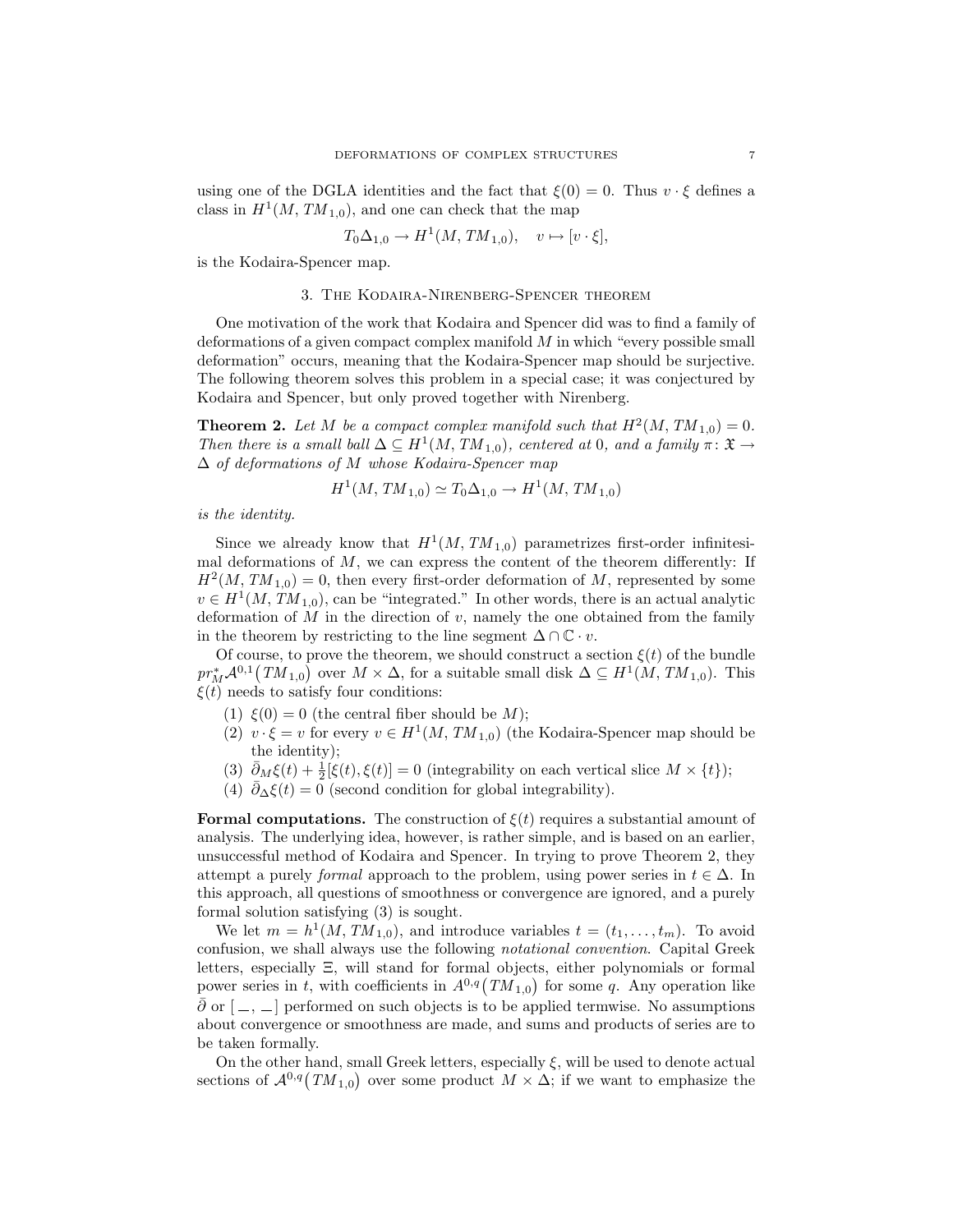using one of the DGLA identities and the fact that $\xi(0) = 0$. Thus $v \cdot \xi$ defines a class in $H^1(M, TM_{1,0})$, and one can check that the map

$$T_0\Delta_{1,0} \to H^1(M, TM_{1,0}), \quad v \mapsto [v \cdot \xi],$$

is the Kodaira-Spencer map.

## 3. The Kodaira-Nirenberg-Spencer theorem

One motivation of the work that Kodaira and Spencer did was to find a family of deformations of a given compact complex manifold $M$ in which "every possible small deformation" occurs, meaning that the Kodaira-Spencer map should be surjective. The following theorem solves this problem in a special case; it was conjectured by Kodaira and Spencer, but only proved together with Nirenberg.

**Theorem 2.** *Let $M$ be a compact complex manifold such that $H^2(M, TM_{1,0}) = 0$. Then there is a small ball $\Delta \subseteq H^1(M, TM_{1,0})$, centered at $0$, and a family $\pi\colon \mathfrak{X} \to \Delta$ of deformations of $M$ whose Kodaira-Spencer map*

$$H^1(M, TM_{1,0}) \simeq T_0\Delta_{1,0} \to H^1(M, TM_{1,0})$$

*is the identity.*

Since we already know that $H^1(M, TM_{1,0})$ parametrizes first-order infinitesimal deformations of $M$, we can express the content of the theorem differently: If $H^2(M, TM_{1,0}) = 0$, then every first-order deformation of $M$, represented by some $v \in H^1(M, TM_{1,0})$, can be "integrated." In other words, there is an actual analytic deformation of $M$ in the direction of $v$, namely the one obtained from the family in the theorem by restricting to the line segment $\Delta \cap \mathbb{C} \cdot v$.

Of course, to prove the theorem, we should construct a section $\xi(t)$ of the bundle $pr_M^* \mathcal{A}^{0,1}\big(TM_{1,0}\big)$ over $M \times \Delta$, for a suitable small disk $\Delta \subseteq H^1(M, TM_{1,0})$. This $\xi(t)$ needs to satisfy four conditions:

1. $\xi(0) = 0$ (the central fiber should be $M$);
2. $v \cdot \xi = v$ for every $v \in H^1(M, TM_{1,0})$ (the Kodaira-Spencer map should be the identity);
3. $\bar{\partial}_M \xi(t) + \frac{1}{2}[\xi(t), \xi(t)] = 0$ (integrability on each vertical slice $M \times \{t\}$);
4. $\bar{\partial}_\Delta \xi(t) = 0$ (second condition for global integrability).

**Formal computations.** The construction of $\xi(t)$ requires a substantial amount of analysis. The underlying idea, however, is rather simple, and is based on an earlier, unsuccessful method of Kodaira and Spencer. In trying to prove Theorem 2, they attempt a purely *formal* approach to the problem, using power series in $t \in \Delta$. In this approach, all questions of smoothness or convergence are ignored, and a purely formal solution satisfying (3) is sought.

We let $m = h^1(M, TM_{1,0})$, and introduce variables $t = (t_1, \dots, t_m)$. To avoid confusion, we shall always use the following *notational convention*. Capital Greek letters, especially $\Xi$, will stand for formal objects, either polynomials or formal power series in $t$, with coefficients in $A^{0,q}\big(TM_{1,0}\big)$ for some $q$. Any operation like $\bar{\partial}$ or $[\,\_\,,\,\_\,]$ performed on such objects is to be applied termwise. No assumptions about convergence or smoothness are made, and sums and products of series are to be taken formally.

On the other hand, small Greek letters, especially $\xi$, will be used to denote actual sections of $\mathcal{A}^{0,q}\big(TM_{1,0}\big)$ over some product $M \times \Delta$; if we want to emphasize the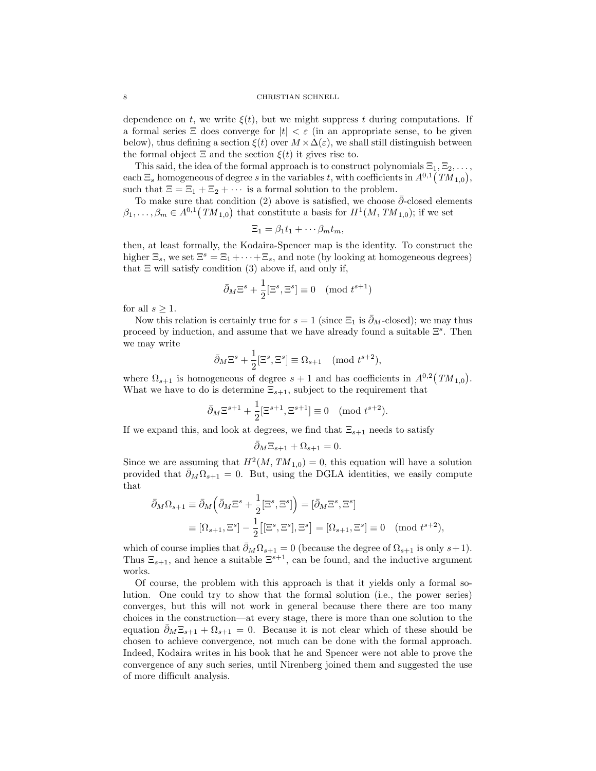dependence on $t$, we write $\xi(t)$, but we might suppress $t$ during computations. If a formal series $\Xi$ does converge for $|t| < \varepsilon$ (in an appropriate sense, to be given below), thus defining a section $\xi(t)$ over $M \times \Delta(\varepsilon)$, we shall still distinguish between the formal object $\Xi$ and the section $\xi(t)$ it gives rise to.

This said, the idea of the formal approach is to construct polynomials $\Xi_1, \Xi_2, \dots$, each $\Xi_s$ homogeneous of degree $s$ in the variables $t$, with coefficients in $A^{0,1}\big(TM_{1,0}\big)$, such that $\Xi = \Xi_1 + \Xi_2 + \cdots$ is a formal solution to the problem.

To make sure that condition (2) above is satisfied, we choose $\bar{\partial}$-closed elements $\beta_1, \dots, \beta_m \in A^{0,1}\big(TM_{1,0}\big)$ that constitute a basis for $H^1(M, TM_{1,0})$; if we set

$$\Xi_1 = \beta_1 t_1 + \cdots \beta_m t_m,$$

then, at least formally, the Kodaira-Spencer map is the identity. To construct the higher $\Xi_s$, we set $\Xi^s = \Xi_1 + \cdots + \Xi_s$, and note (by looking at homogeneous degrees) that $\Xi$ will satisfy condition (3) above if, and only if,

$$\bar{\partial}_M \Xi^s + \frac{1}{2}[\Xi^s, \Xi^s] \equiv 0 \pmod{t^{s+1}}$$

for all $s \geq 1$.

Now this relation is certainly true for $s = 1$ (since $\Xi_1$ is $\bar{\partial}_M$-closed); we may thus proceed by induction, and assume that we have already found a suitable $\Xi^s$. Then we may write

$$\bar{\partial}_M \Xi^s + \frac{1}{2}[\Xi^s, \Xi^s] \equiv \Omega_{s+1} \pmod{t^{s+2}},$$

where $\Omega_{s+1}$ is homogeneous of degree $s+1$ and has coefficients in $A^{0,2}\big(TM_{1,0}\big)$. What we have to do is determine $\Xi_{s+1}$, subject to the requirement that

$$\bar{\partial}_M \Xi^{s+1} + \frac{1}{2}[\Xi^{s+1}, \Xi^{s+1}] \equiv 0 \pmod{t^{s+2}}.$$

If we expand this, and look at degrees, we find that $\Xi_{s+1}$ needs to satisfy

$$\bar{\partial}_M \Xi_{s+1} + \Omega_{s+1} = 0.$$

Since we are assuming that $H^2(M, TM_{1,0}) = 0$, this equation will have a solution provided that $\bar{\partial}_M \Omega_{s+1} = 0$. But, using the DGLA identities, we easily compute that

$$\begin{aligned}
\bar{\partial}_M \Omega_{s+1} &\equiv \bar{\partial}_M \Big( \bar{\partial}_M \Xi^s + \frac{1}{2}[\Xi^s, \Xi^s] \Big) = [\bar{\partial}_M \Xi^s, \Xi^s] \\
&\equiv [\Omega_{s+1}, \Xi^s] - \frac{1}{2}\big[[\Xi^s, \Xi^s], \Xi^s\big] = [\Omega_{s+1}, \Xi^s] \equiv 0 \pmod{t^{s+2}},
\end{aligned}$$

which of course implies that $\bar{\partial}_M \Omega_{s+1} = 0$ (because the degree of $\Omega_{s+1}$ is only $s+1$). Thus $\Xi_{s+1}$, and hence a suitable $\Xi^{s+1}$, can be found, and the inductive argument works.

Of course, the problem with this approach is that it yields only a formal solution. One could try to show that the formal solution (i.e., the power series) converges, but this will not work in general because there there are too many choices in the construction—at every stage, there is more than one solution to the equation $\bar{\partial}_M \Xi_{s+1} + \Omega_{s+1} = 0$. Because it is not clear which of these should be chosen to achieve convergence, not much can be done with the formal approach. Indeed, Kodaira writes in his book that he and Spencer were not able to prove the convergence of any such series, until Nirenberg joined them and suggested the use of more difficult analysis.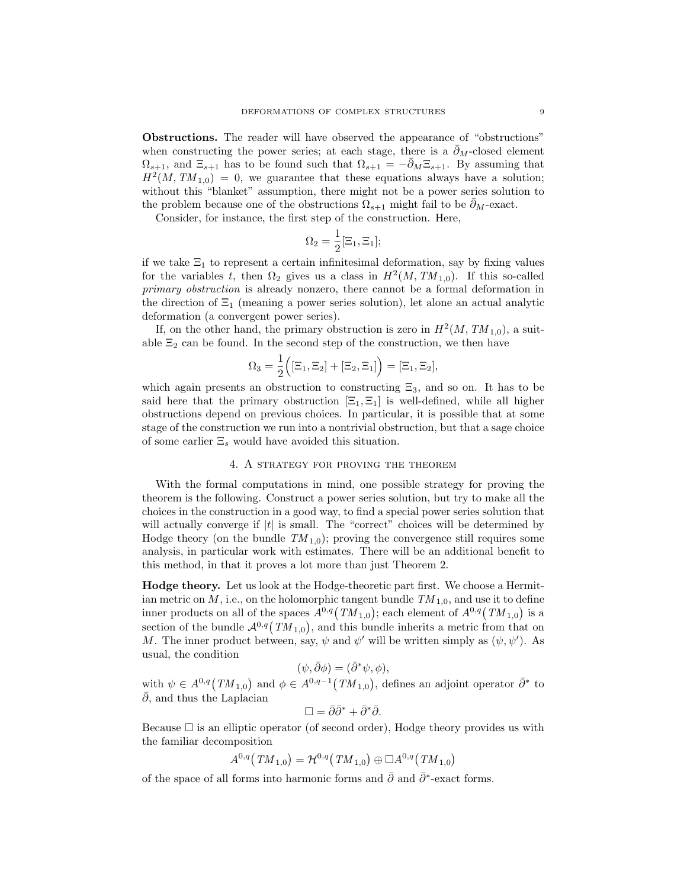**Obstructions.** The reader will have observed the appearance of "obstructions" when constructing the power series; at each stage, there is a $\bar{\partial}_M$-closed element $\Omega_{s+1}$, and $\Xi_{s+1}$ has to be found such that $\Omega_{s+1} = -\bar{\partial}_M \Xi_{s+1}$. By assuming that $H^2(M, TM_{1,0}) = 0$, we guarantee that these equations always have a solution; without this "blanket" assumption, there might not be a power series solution to the problem because one of the obstructions $\Omega_{s+1}$ might fail to be $\bar{\partial}_M$-exact.

Consider, for instance, the first step of the construction. Here,

$$\Omega_2 = \frac{1}{2}[\Xi_1, \Xi_1];$$

if we take $\Xi_1$ to represent a certain infinitesimal deformation, say by fixing values for the variables $t$, then $\Omega_2$ gives us a class in $H^2(M, TM_{1,0})$. If this so-called *primary obstruction* is already nonzero, there cannot be a formal deformation in the direction of $\Xi_1$ (meaning a power series solution), let alone an actual analytic deformation (a convergent power series).

If, on the other hand, the primary obstruction is zero in $H^2(M, TM_{1,0})$, a suitable $\Xi_2$ can be found. In the second step of the construction, we then have

$$\Omega_3 = \frac{1}{2}\Big([\Xi_1, \Xi_2] + [\Xi_2, \Xi_1]\Big) = [\Xi_1, \Xi_2],$$

which again presents an obstruction to constructing $\Xi_3$, and so on. It has to be said here that the primary obstruction $[\Xi_1, \Xi_1]$ is well-defined, while all higher obstructions depend on previous choices. In particular, it is possible that at some stage of the construction we run into a nontrivial obstruction, but that a sage choice of some earlier $\Xi_s$ would have avoided this situation.

## 4. A strategy for proving the theorem

With the formal computations in mind, one possible strategy for proving the theorem is the following. Construct a power series solution, but try to make all the choices in the construction in a good way, to find a special power series solution that will actually converge if $|t|$ is small. The "correct" choices will be determined by Hodge theory (on the bundle $TM_{1,0}$); proving the convergence still requires some analysis, in particular work with estimates. There will be an additional benefit to this method, in that it proves a lot more than just Theorem 2.

**Hodge theory.** Let us look at the Hodge-theoretic part first. We choose a Hermitian metric on $M$, i.e., on the holomorphic tangent bundle $TM_{1,0}$, and use it to define inner products on all of the spaces $A^{0,q}\big(TM_{1,0}\big)$; each element of $A^{0,q}\big(TM_{1,0}\big)$ is a section of the bundle $\mathcal{A}^{0,q}\big(TM_{1,0}\big)$, and this bundle inherits a metric from that on $M$. The inner product between, say, $\psi$ and $\psi'$ will be written simply as $(\psi, \psi')$. As usual, the condition

$$(\psi, \bar{\partial}\phi) = (\bar{\partial}^* \psi, \phi),$$

with $\psi \in A^{0,q}\big(TM_{1,0}\big)$ and $\phi \in A^{0,q-1}\big(TM_{1,0}\big)$, defines an adjoint operator $\bar{\partial}^*$ to $\bar{\partial}$, and thus the Laplacian

$$\Box = \bar{\partial}\bar{\partial}^* + \bar{\partial}^*\bar{\partial}.$$

Because $\Box$ is an elliptic operator (of second order), Hodge theory provides us with the familiar decomposition

$$A^{0,q}\big(TM_{1,0}\big) = \mathcal{H}^{0,q}\big(TM_{1,0}\big) \oplus \Box A^{0,q}\big(TM_{1,0}\big)$$

of the space of all forms into harmonic forms and $\bar{\partial}$ and $\bar{\partial}^*$-exact forms.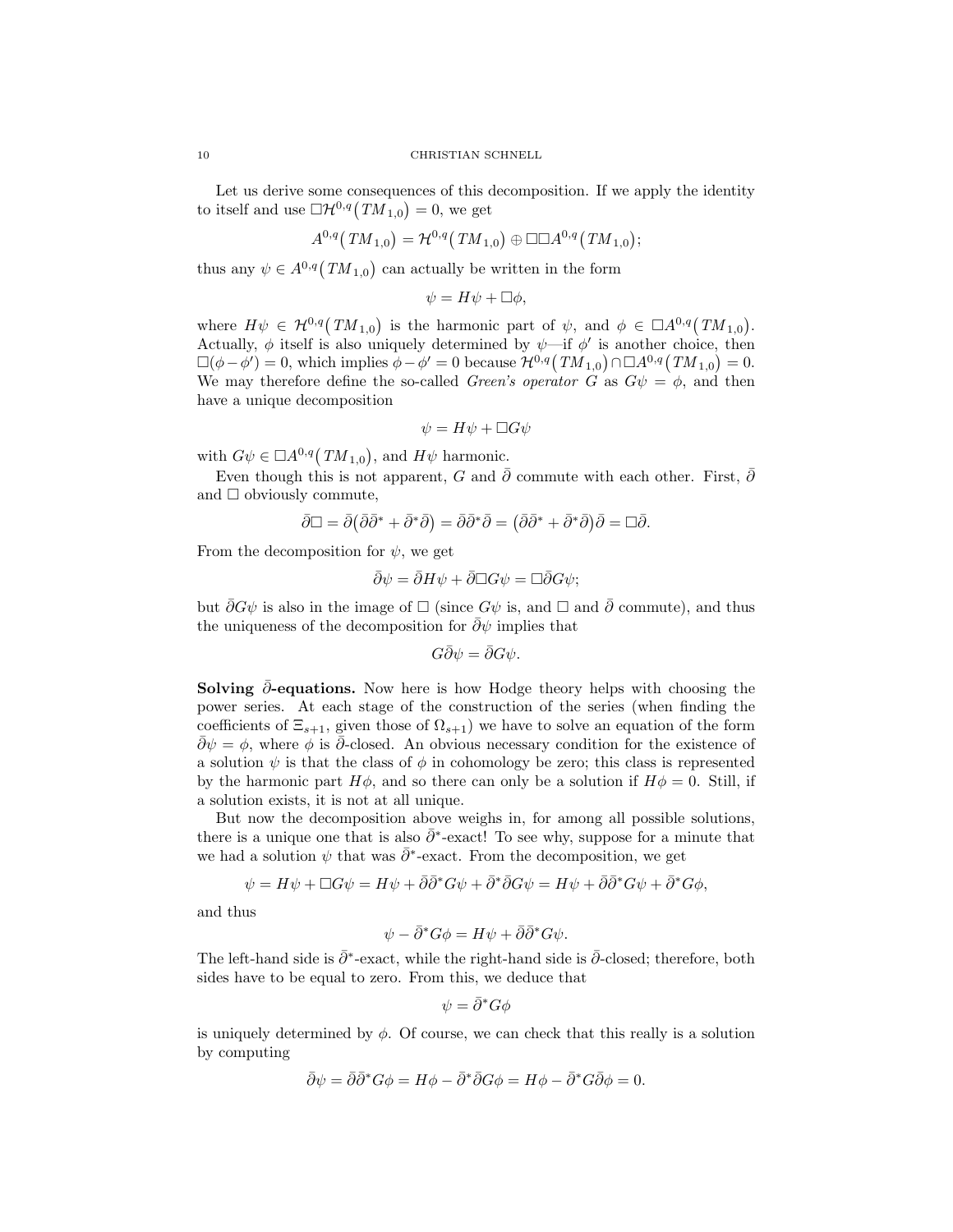Let us derive some consequences of this decomposition. If we apply the identity to itself and use $\Box \mathcal{H}^{0,q}\big(TM_{1,0}\big) = 0$, we get

$$A^{0,q}\big(TM_{1,0}\big) = \mathcal{H}^{0,q}\big(TM_{1,0}\big) \oplus \Box\Box A^{0,q}\big(TM_{1,0}\big);$$

thus any $\psi \in A^{0,q}\big(TM_{1,0}\big)$ can actually be written in the form

$$\psi = H\psi + \Box\phi,$$

where $H\psi \in \mathcal{H}^{0,q}\big(TM_{1,0}\big)$ is the harmonic part of $\psi$, and $\phi \in \Box A^{0,q}\big(TM_{1,0}\big)$. Actually, $\phi$ itself is also uniquely determined by $\psi$—if $\phi'$ is another choice, then $\Box(\phi - \phi') = 0$, which implies $\phi - \phi' = 0$ because $\mathcal{H}^{0,q}\big(TM_{1,0}\big) \cap \Box A^{0,q}\big(TM_{1,0}\big) = 0$. We may therefore define the so-called *Green's operator* $G$ as $G\psi = \phi$, and then have a unique decomposition

$$\psi = H\psi + \Box G\psi$$

with $G\psi \in \Box A^{0,q}\big(TM_{1,0}\big)$, and $H\psi$ harmonic.

Even though this is not apparent, $G$ and $\bar\partial$ commute with each other. First, $\bar\partial$ and $\Box$ obviously commute,

$$\bar\partial\Box = \bar\partial\big(\bar\partial\bar\partial^* + \bar\partial^*\bar\partial\big) = \bar\partial\bar\partial^*\bar\partial = \big(\bar\partial\bar\partial^* + \bar\partial^*\bar\partial\big)\bar\partial = \Box\bar\partial.$$

From the decomposition for $\psi$, we get

$$\bar\partial\psi = \bar\partial H\psi + \bar\partial\Box G\psi = \Box\bar\partial G\psi;$$

but $\bar\partial G\psi$ is also in the image of $\Box$ (since $G\psi$ is, and $\Box$ and $\bar\partial$ commute), and thus the uniqueness of the decomposition for $\bar\partial\psi$ implies that

$$G\bar\partial\psi = \bar\partial G\psi.$$

**Solving $\bar\partial$-equations.** Now here is how Hodge theory helps with choosing the power series. At each stage of the construction of the series (when finding the coefficients of $\Xi_{s+1}$, given those of $\Omega_{s+1}$) we have to solve an equation of the form $\bar\partial\psi = \phi$, where $\phi$ is $\bar\partial$-closed. An obvious necessary condition for the existence of a solution $\psi$ is that the class of $\phi$ in cohomology be zero; this class is represented by the harmonic part $H\phi$, and so there can only be a solution if $H\phi = 0$. Still, if a solution exists, it is not at all unique.

But now the decomposition above weighs in, for among all possible solutions, there is a unique one that is also $\bar\partial^*$-exact! To see why, suppose for a minute that we had a solution $\psi$ that was $\bar\partial^*$-exact. From the decomposition, we get

$$\psi = H\psi + \Box G\psi = H\psi + \bar\partial\bar\partial^* G\psi + \bar\partial^*\bar\partial G\psi = H\psi + \bar\partial\bar\partial^* G\psi + \bar\partial^* G\phi,$$

and thus

$$\psi - \bar\partial^* G\phi = H\psi + \bar\partial\bar\partial^* G\psi.$$

The left-hand side is $\bar\partial^*$-exact, while the right-hand side is $\bar\partial$-closed; therefore, both sides have to be equal to zero. From this, we deduce that

$$\psi = \bar\partial^* G\phi$$

is uniquely determined by $\phi$. Of course, we can check that this really is a solution by computing

$$\bar\partial\psi = \bar\partial\bar\partial^* G\phi = H\phi - \bar\partial^*\bar\partial G\phi = H\phi - \bar\partial^* G\bar\partial\phi = 0.$$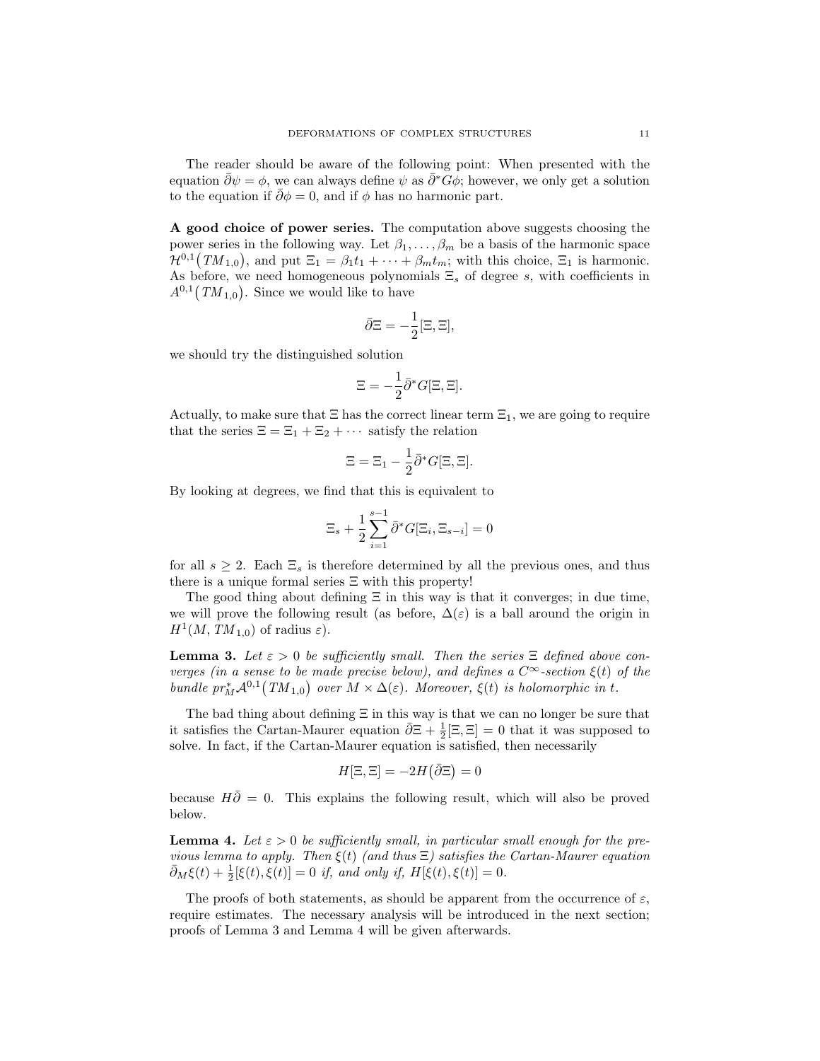The reader should be aware of the following point: When presented with the equation $\bar\partial\psi = \phi$, we can always define $\psi$ as $\bar\partial^* G\phi$; however, we only get a solution to the equation if $\bar\partial\phi = 0$, and if $\phi$ has no harmonic part.

**A good choice of power series.** The computation above suggests choosing the power series in the following way. Let $\beta_1, \dots, \beta_m$ be a basis of the harmonic space $\mathcal{H}^{0,1}\big(TM_{1,0}\big)$, and put $\Xi_1 = \beta_1 t_1 + \cdots + \beta_m t_m$; with this choice, $\Xi_1$ is harmonic. As before, we need homogeneous polynomials $\Xi_s$ of degree $s$, with coefficients in $A^{0,1}\big(TM_{1,0}\big)$. Since we would like to have

$$\bar\partial \Xi = -\frac{1}{2}[\Xi, \Xi],$$

we should try the distinguished solution

$$\Xi = -\frac{1}{2}\bar\partial^* G[\Xi, \Xi].$$

Actually, to make sure that $\Xi$ has the correct linear term $\Xi_1$, we are going to require that the series $\Xi = \Xi_1 + \Xi_2 + \cdots$ satisfy the relation

$$\Xi = \Xi_1 - \frac{1}{2}\bar\partial^* G[\Xi, \Xi].$$

By looking at degrees, we find that this is equivalent to

$$\Xi_s + \frac{1}{2}\sum_{i=1}^{s-1} \bar\partial^* G[\Xi_i, \Xi_{s-i}] = 0$$

for all $s \geq 2$. Each $\Xi_s$ is therefore determined by all the previous ones, and thus there is a unique formal series $\Xi$ with this property!

The good thing about defining $\Xi$ in this way is that it converges; in due time, we will prove the following result (as before, $\Delta(\varepsilon)$ is a ball around the origin in $H^1(M, TM_{1,0})$ of radius $\varepsilon$).

**Lemma 3.** *Let $\varepsilon > 0$ be sufficiently small. Then the series $\Xi$ defined above converges (in a sense to be made precise below), and defines a $C^\infty$-section $\xi(t)$ of the bundle $pr_M^* \mathcal{A}^{0,1}\big(TM_{1,0}\big)$ over $M \times \Delta(\varepsilon)$. Moreover, $\xi(t)$ is holomorphic in $t$.*

The bad thing about defining $\Xi$ in this way is that we can no longer be sure that it satisfies the Cartan-Maurer equation $\bar\partial\Xi + \frac{1}{2}[\Xi, \Xi] = 0$ that it was supposed to solve. In fact, if the Cartan-Maurer equation is satisfied, then necessarily

$$H[\Xi, \Xi] = -2H\big(\bar\partial\Xi\big) = 0$$

because $H\bar\partial = 0$. This explains the following result, which will also be proved below.

**Lemma 4.** *Let $\varepsilon > 0$ be sufficiently small, in particular small enough for the previous lemma to apply. Then $\xi(t)$ (and thus $\Xi$) satisfies the Cartan-Maurer equation $\bar\partial_M \xi(t) + \frac{1}{2}[\xi(t), \xi(t)] = 0$ if, and only if, $H[\xi(t), \xi(t)] = 0$.*

The proofs of both statements, as should be apparent from the occurrence of $\varepsilon$, require estimates. The necessary analysis will be introduced in the next section; proofs of Lemma 3 and Lemma 4 will be given afterwards.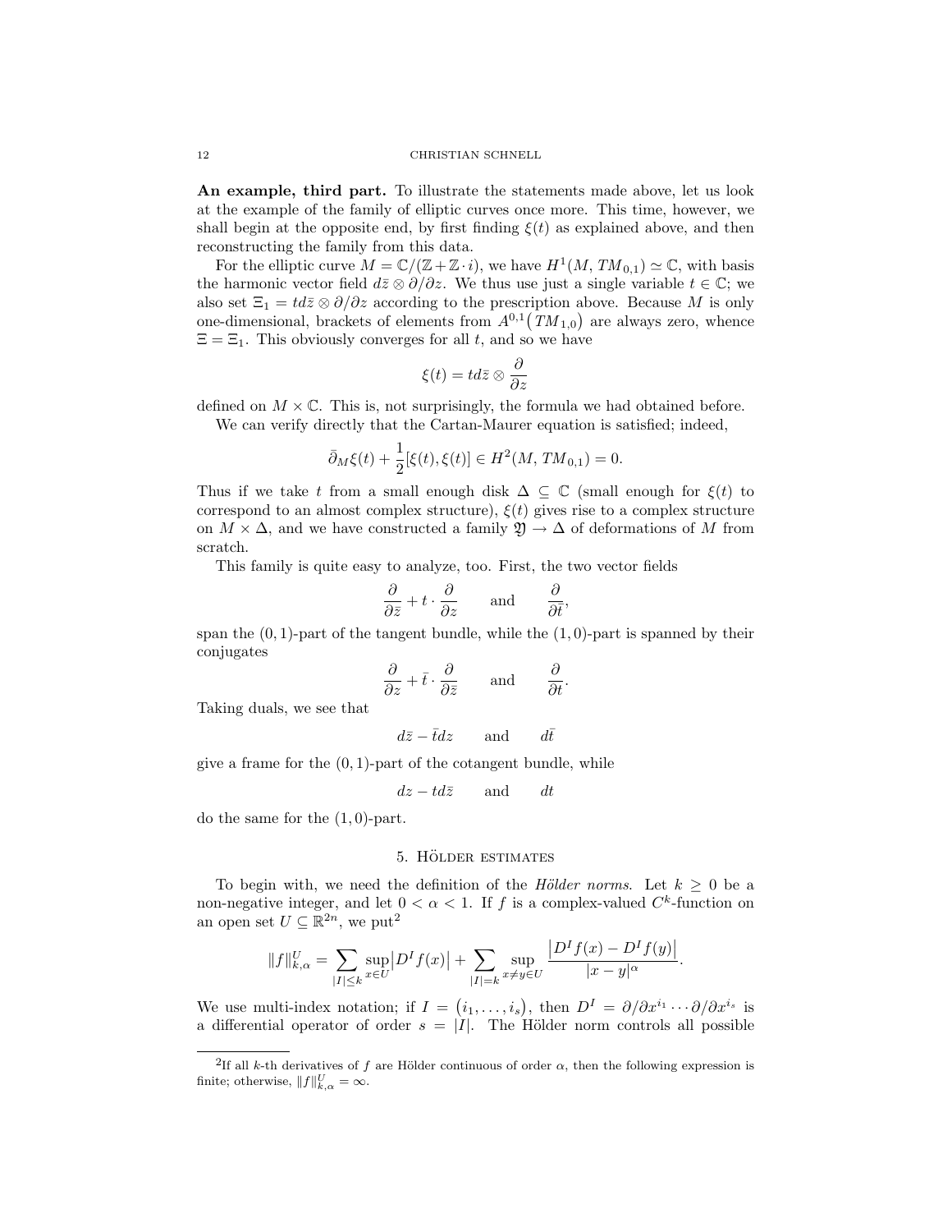**An example, third part.** To illustrate the statements made above, let us look at the example of the family of elliptic curves once more. This time, however, we shall begin at the opposite end, by first finding $\xi(t)$ as explained above, and then reconstructing the family from this data.

For the elliptic curve $M = \mathbb{C}/(\mathbb{Z} + \mathbb{Z}\cdot i)$, we have $H^1(M, TM_{0,1}) \simeq \mathbb{C}$, with basis the harmonic vector field $d\bar{z} \otimes \partial/\partial z$. We thus use just a single variable $t \in \mathbb{C}$; we also set $\Xi_1 = t d\bar{z} \otimes \partial/\partial z$ according to the prescription above. Because $M$ is only one-dimensional, brackets of elements from $A^{0,1}\big(TM_{1,0}\big)$ are always zero, whence $\Xi = \Xi_1$. This obviously converges for all $t$, and so we have

$$\xi(t) = t d\bar{z} \otimes \frac{\partial}{\partial z}$$

defined on $M \times \mathbb{C}$. This is, not surprisingly, the formula we had obtained before.

We can verify directly that the Cartan-Maurer equation is satisfied; indeed,

$$\bar{\partial}_M \xi(t) + \frac{1}{2}[\xi(t), \xi(t)] \in H^2(M, TM_{0,1}) = 0.$$

Thus if we take $t$ from a small enough disk $\Delta \subseteq \mathbb{C}$ (small enough for $\xi(t)$ to correspond to an almost complex structure), $\xi(t)$ gives rise to a complex structure on $M \times \Delta$, and we have constructed a family $\mathfrak{Y} \to \Delta$ of deformations of $M$ from scratch.

This family is quite easy to analyze, too. First, the two vector fields

$$\frac{\partial}{\partial \bar{z}} + t \cdot \frac{\partial}{\partial z} \qquad \text{and} \qquad \frac{\partial}{\partial \bar{t}},$$

span the $(0,1)$-part of the tangent bundle, while the $(1,0)$-part is spanned by their conjugates

$$\frac{\partial}{\partial z} + \bar{t} \cdot \frac{\partial}{\partial \bar{z}} \qquad \text{and} \qquad \frac{\partial}{\partial t}.$$

Taking duals, we see that

$$d\bar{z} - \bar{t} dz \qquad \text{and} \qquad d\bar{t}$$

give a frame for the $(0,1)$-part of the cotangent bundle, while

$$dz - t d\bar{z} \qquad \text{and} \qquad dt$$

do the same for the $(1,0)$-part.

## 5. Hölder estimates

To begin with, we need the definition of the *Hölder norms*. Let $k \geq 0$ be a non-negative integer, and let $0 < \alpha < 1$. If $f$ is a complex-valued $C^k$-function on an open set $U \subseteq \mathbb{R}^{2n}$, we put[2]

$$\|f\|_{k,\alpha}^U = \sum_{|I| \leq k} \sup_{x \in U} \big| D^I f(x) \big| + \sum_{|I| = k} \sup_{x \neq y \in U} \frac{\big| D^I f(x) - D^I f(y) \big|}{|x - y|^\alpha}.$$

We use multi-index notation; if $I = \big(i_1, \dots, i_s\big)$, then $D^I = \partial/\partial x^{i_1} \cdots \partial/\partial x^{i_s}$ is a differential operator of order $s = |I|$. The Hölder norm controls all possible

[2] If all $k$-th derivatives of $f$ are Hölder continuous of order $\alpha$, then the following expression is finite; otherwise, $\|f\|_{k,\alpha}^U = \infty$.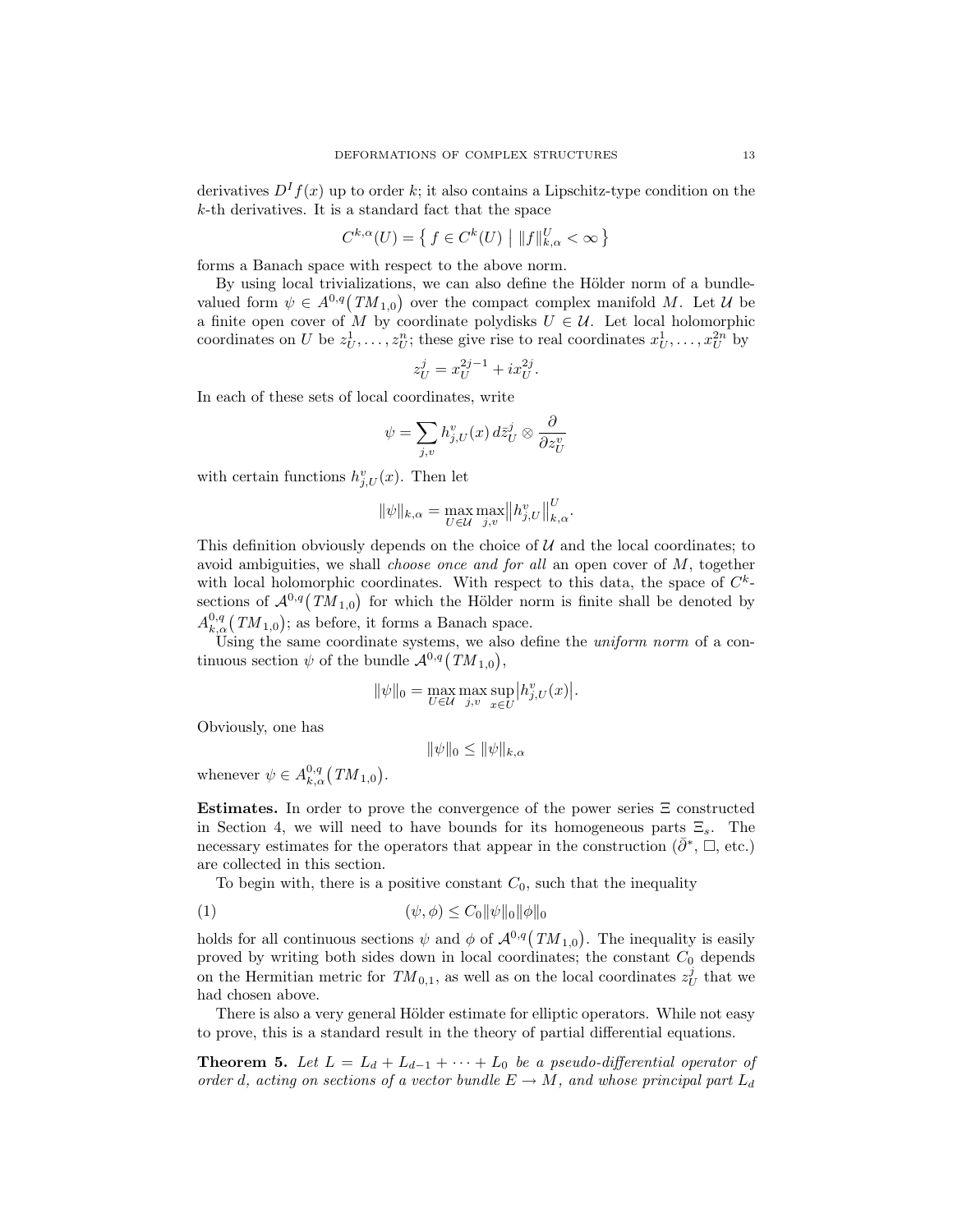derivatives $D^I f(x)$ up to order $k$; it also contains a Lipschitz-type condition on the $k$-th derivatives. It is a standard fact that the space

$$C^{k,\alpha}(U) = \left\{ f \in C^k(U) \;\middle|\; \|f\|_{k,\alpha}^U < \infty \right\}$$

forms a Banach space with respect to the above norm.

By using local trivializations, we can also define the Hölder norm of a bundle-valued form $\psi \in A^{0,q}\big(TM_{1,0}\big)$ over the compact complex manifold $M$. Let $\mathcal{U}$ be a finite open cover of $M$ by coordinate polydisks $U \in \mathcal{U}$. Let local holomorphic coordinates on $U$ be $z_U^1, \dots, z_U^n$; these give rise to real coordinates $x_U^1, \dots, x_U^{2n}$ by

$$z_U^j = x_U^{2j-1} + i x_U^{2j}.$$

In each of these sets of local coordinates, write

$$\psi = \sum_{j,v} h_{j,U}^v(x)\, d\bar{z}_U^j \otimes \frac{\partial}{\partial z_U^v}$$

with certain functions $h_{j,U}^v(x)$. Then let

$$\|\psi\|_{k,\alpha} = \max_{U \in \mathcal{U}} \max_{j,v} \big\| h_{j,U}^v \big\|_{k,\alpha}^U.$$

This definition obviously depends on the choice of $\mathcal{U}$ and the local coordinates; to avoid ambiguities, we shall *choose once and for all* an open cover of $M$, together with local holomorphic coordinates. With respect to this data, the space of $C^k$-sections of $\mathcal{A}^{0,q}\big(TM_{1,0}\big)$ for which the Hölder norm is finite shall be denoted by $A_{k,\alpha}^{0,q}\big(TM_{1,0}\big)$; as before, it forms a Banach space.

Using the same coordinate systems, we also define the *uniform norm* of a continuous section $\psi$ of the bundle $\mathcal{A}^{0,q}\big(TM_{1,0}\big)$,

$$\|\psi\|_0 = \max_{U \in \mathcal{U}} \max_{j,v} \sup_{x \in U} \big| h_{j,U}^v(x) \big|.$$

Obviously, one has

$$\|\psi\|_0 \le \|\psi\|_{k,\alpha}$$

whenever $\psi \in A_{k,\alpha}^{0,q}\big(TM_{1,0}\big)$.

**Estimates.** In order to prove the convergence of the power series $\Xi$ constructed in Section 4, we will need to have bounds for its homogeneous parts $\Xi_s$. The necessary estimates for the operators that appear in the construction ($\bar{\partial}^*$, $\square$, etc.) are collected in this section.

To begin with, there is a positive constant $C_0$, such that the inequality

$$(\psi, \phi) \le C_0 \|\psi\|_0 \|\phi\|_0 \tag{1}$$

holds for all continuous sections $\psi$ and $\phi$ of $\mathcal{A}^{0,q}\big(TM_{1,0}\big)$. The inequality is easily proved by writing both sides down in local coordinates; the constant $C_0$ depends on the Hermitian metric for $TM_{0,1}$, as well as on the local coordinates $z_U^j$ that we had chosen above.

There is also a very general Hölder estimate for elliptic operators. While not easy to prove, this is a standard result in the theory of partial differential equations.

**Theorem 5.** *Let $L = L_d + L_{d-1} + \cdots + L_0$ be a pseudo-differential operator of order $d$, acting on sections of a vector bundle $E \to M$, and whose principal part $L_d$*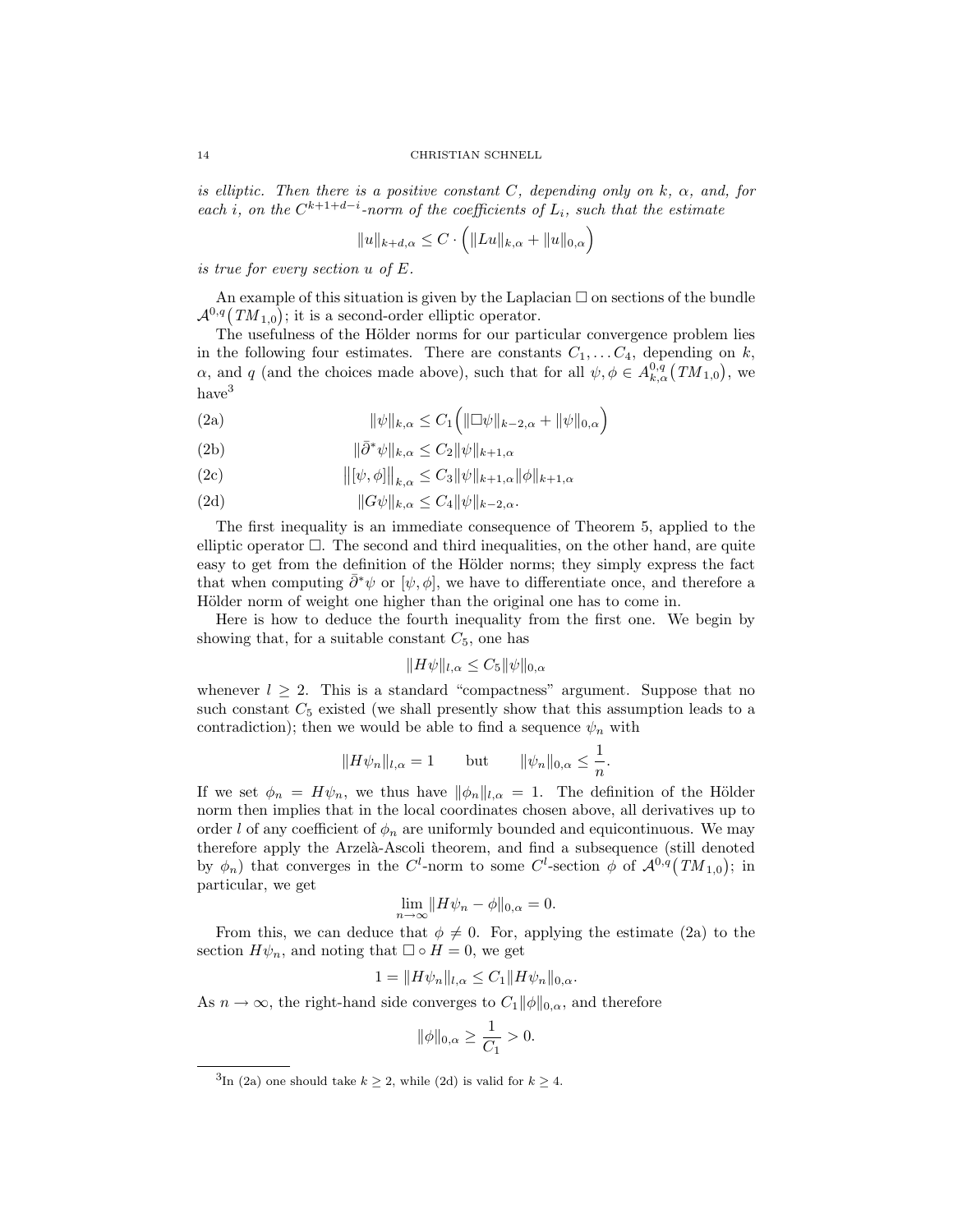*is elliptic. Then there is a positive constant $C$, depending only on $k$, $\alpha$, and, for each $i$, on the $C^{k+1+d-i}$-norm of the coefficients of $L_i$, such that the estimate*

$$\|u\|_{k+d,\alpha} \leq C \cdot \Big( \|Lu\|_{k,\alpha} + \|u\|_{0,\alpha} \Big)$$

*is true for every section $u$ of $E$.*

An example of this situation is given by the Laplacian $\Box$ on sections of the bundle $\mathcal{A}^{0,q}\big(TM_{1,0}\big)$; it is a second-order elliptic operator.

The usefulness of the Hölder norms for our particular convergence problem lies in the following four estimates. There are constants $C_1, \dots C_4$, depending on $k$, $\alpha$, and $q$ (and the choices made above), such that for all $\psi, \phi \in A^{0,q}_{k,\alpha}\big(TM_{1,0}\big)$, we have[3]

$$\|\psi\|_{k,\alpha} \leq C_1 \Big( \|\Box\psi\|_{k-2,\alpha} + \|\psi\|_{0,\alpha} \Big) \tag{2a}$$

$$\|\bar{\partial}^* \psi\|_{k,\alpha} \leq C_2 \|\psi\|_{k+1,\alpha} \tag{2b}$$

$$\big\|[\psi, \phi]\big\|_{k,\alpha} \leq C_3 \|\psi\|_{k+1,\alpha} \|\phi\|_{k+1,\alpha} \tag{2c}$$

$$\|G\psi\|_{k,\alpha} \leq C_4 \|\psi\|_{k-2,\alpha}. \tag{2d}$$

The first inequality is an immediate consequence of Theorem 5, applied to the elliptic operator $\Box$. The second and third inequalities, on the other hand, are quite easy to get from the definition of the Hölder norms; they simply express the fact that when computing $\bar{\partial}^*\psi$ or $[\psi, \phi]$, we have to differentiate once, and therefore a Hölder norm of weight one higher than the original one has to come in.

Here is how to deduce the fourth inequality from the first one. We begin by showing that, for a suitable constant $C_5$, one has

$$\|H\psi\|_{l,\alpha} \leq C_5 \|\psi\|_{0,\alpha}$$

whenever $l \geq 2$. This is a standard "compactness" argument. Suppose that no such constant $C_5$ existed (we shall presently show that this assumption leads to a contradiction); then we would be able to find a sequence $\psi_n$ with

$$\|H\psi_n\|_{l,\alpha} = 1 \qquad \text{but} \qquad \|\psi_n\|_{0,\alpha} \leq \frac{1}{n}.$$

If we set $\phi_n = H\psi_n$, we thus have $\|\phi_n\|_{l,\alpha} = 1$. The definition of the Hölder norm then implies that in the local coordinates chosen above, all derivatives up to order $l$ of any coefficient of $\phi_n$ are uniformly bounded and equicontinuous. We may therefore apply the Arzelà-Ascoli theorem, and find a subsequence (still denoted by $\phi_n$) that converges in the $C^l$-norm to some $C^l$-section $\phi$ of $\mathcal{A}^{0,q}\big(TM_{1,0}\big)$; in particular, we get

$$\lim_{n \to \infty} \|H\psi_n - \phi\|_{0,\alpha} = 0.$$

From this, we can deduce that $\phi \neq 0$. For, applying the estimate (2a) to the section $H\psi_n$, and noting that $\Box \circ H = 0$, we get

$$1 = \|H\psi_n\|_{l,\alpha} \leq C_1 \|H\psi_n\|_{0,\alpha}.$$

As $n \to \infty$, the right-hand side converges to $C_1\|\phi\|_{0,\alpha}$, and therefore

$$\|\phi\|_{0,\alpha} \geq \frac{1}{C_1} > 0.$$

---

[3] In (2a) one should take $k \geq 2$, while (2d) is valid for $k \geq 4$.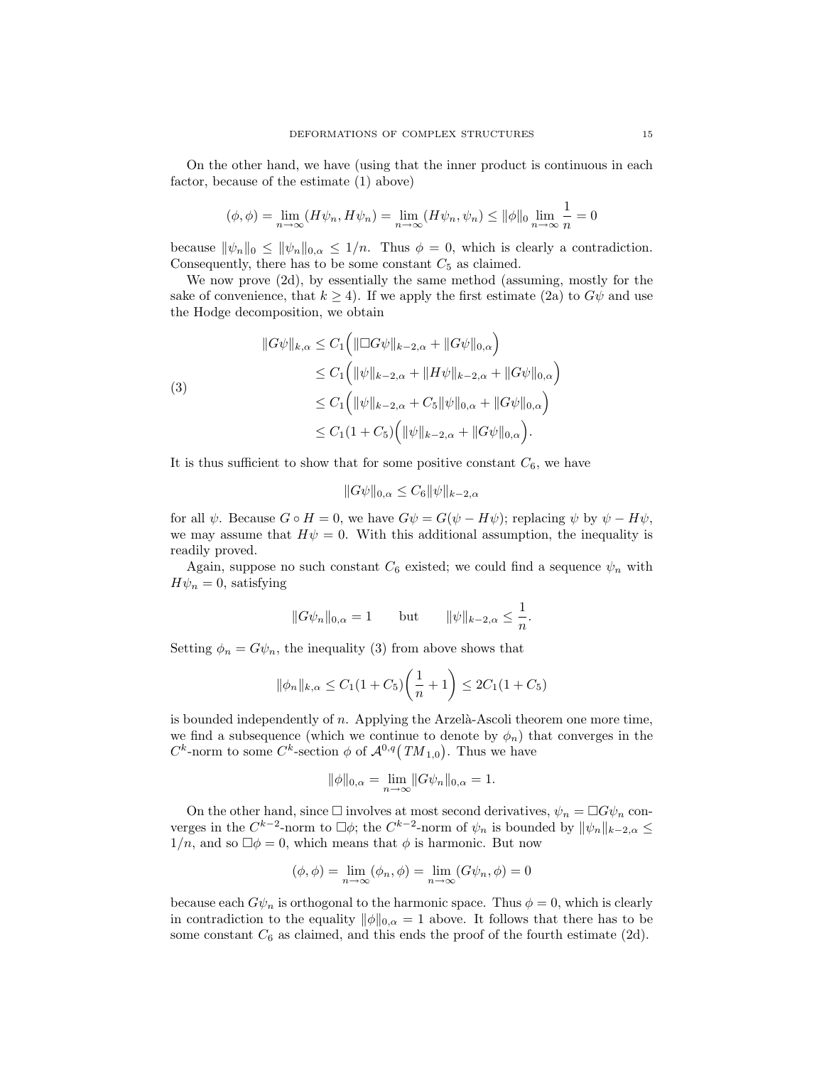On the other hand, we have (using that the inner product is continuous in each factor, because of the estimate (1) above)

$$(\phi, \phi) = \lim_{n\to\infty} (H\psi_n, H\psi_n) = \lim_{n\to\infty} (H\psi_n, \psi_n) \leq \|\phi\|_0 \lim_{n\to\infty} \frac{1}{n} = 0$$

because $\|\psi_n\|_0 \leq \|\psi_n\|_{0,\alpha} \leq 1/n$. Thus $\phi = 0$, which is clearly a contradiction. Consequently, there has to be some constant $C_5$ as claimed.

We now prove (2d), by essentially the same method (assuming, mostly for the sake of convenience, that $k \geq 4$). If we apply the first estimate (2a) to $G\psi$ and use the Hodge decomposition, we obtain

$$
\begin{aligned}
\|G\psi\|_{k,\alpha} &\leq C_1\Big(\|\Box G\psi\|_{k-2,\alpha} + \|G\psi\|_{0,\alpha}\Big) \\
&\leq C_1\Big(\|\psi\|_{k-2,\alpha} + \|H\psi\|_{k-2,\alpha} + \|G\psi\|_{0,\alpha}\Big) \\
&\leq C_1\Big(\|\psi\|_{k-2,\alpha} + C_5\|\psi\|_{0,\alpha} + \|G\psi\|_{0,\alpha}\Big) \\
&\leq C_1(1+C_5)\Big(\|\psi\|_{k-2,\alpha} + \|G\psi\|_{0,\alpha}\Big).
\end{aligned} \tag{3}
$$

It is thus sufficient to show that for some positive constant $C_6$, we have

$$\|G\psi\|_{0,\alpha} \leq C_6 \|\psi\|_{k-2,\alpha}$$

for all $\psi$. Because $G \circ H = 0$, we have $G\psi = G(\psi - H\psi)$; replacing $\psi$ by $\psi - H\psi$, we may assume that $H\psi = 0$. With this additional assumption, the inequality is readily proved.

Again, suppose no such constant $C_6$ existed; we could find a sequence $\psi_n$ with $H\psi_n = 0$, satisfying

$$\|G\psi_n\|_{0,\alpha} = 1 \qquad \text{but} \qquad \|\psi\|_{k-2,\alpha} \leq \frac{1}{n}.$$

Setting $\phi_n = G\psi_n$, the inequality (3) from above shows that

$$\|\phi_n\|_{k,\alpha} \leq C_1(1+C_5)\left(\frac{1}{n} + 1\right) \leq 2C_1(1+C_5)$$

is bounded independently of $n$. Applying the Arzelà-Ascoli theorem one more time, we find a subsequence (which we continue to denote by $\phi_n$) that converges in the $C^k$-norm to some $C^k$-section $\phi$ of $\mathcal{A}^{0,q}\big(TM_{1,0}\big)$. Thus we have

$$\|\phi\|_{0,\alpha} = \lim_{n\to\infty} \|G\psi_n\|_{0,\alpha} = 1.$$

On the other hand, since $\Box$ involves at most second derivatives, $\psi_n = \Box G\psi_n$ converges in the $C^{k-2}$-norm to $\Box\phi$; the $C^{k-2}$-norm of $\psi_n$ is bounded by $\|\psi_n\|_{k-2,\alpha} \leq 1/n$, and so $\Box\phi = 0$, which means that $\phi$ is harmonic. But now

$$(\phi, \phi) = \lim_{n\to\infty} (\phi_n, \phi) = \lim_{n\to\infty} (G\psi_n, \phi) = 0$$

because each $G\psi_n$ is orthogonal to the harmonic space. Thus $\phi = 0$, which is clearly in contradiction to the equality $\|\phi\|_{0,\alpha} = 1$ above. It follows that there has to be some constant $C_6$ as claimed, and this ends the proof of the fourth estimate (2d).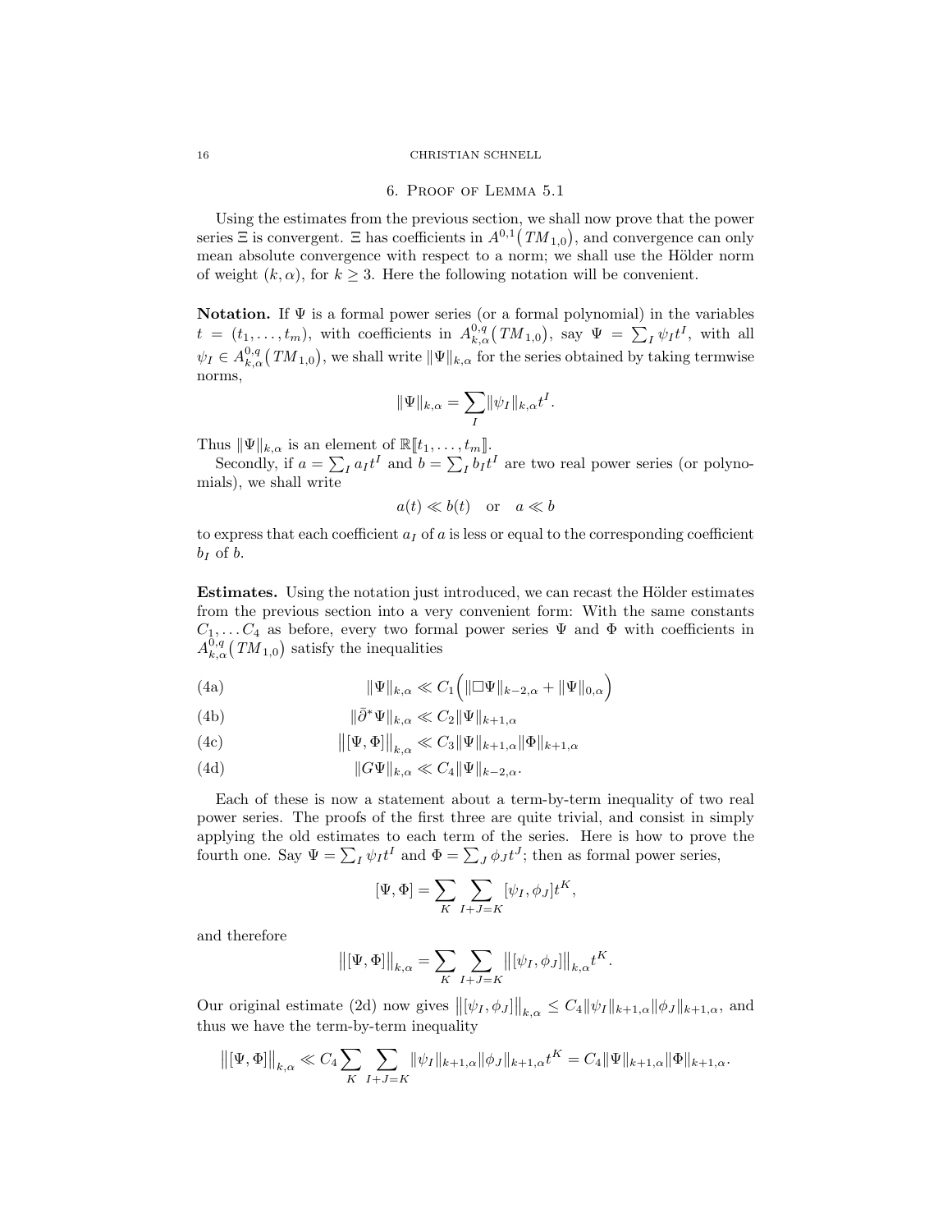## 6. Proof of Lemma 5.1

Using the estimates from the previous section, we shall now prove that the power series $\Xi$ is convergent. $\Xi$ has coefficients in $A^{0,1}(TM_{1,0})$, and convergence can only mean absolute convergence with respect to a norm; we shall use the Hölder norm of weight $(k, \alpha)$, for $k \geq 3$. Here the following notation will be convenient.

**Notation.** If $\Psi$ is a formal power series (or a formal polynomial) in the variables $t = (t_1, \ldots, t_m)$, with coefficients in $A^{0,q}_{k,\alpha}(TM_{1,0})$, say $\Psi = \sum_I \psi_I t^I$, with all $\psi_I \in A^{0,q}_{k,\alpha}(TM_{1,0})$, we shall write $\|\Psi\|_{k,\alpha}$ for the series obtained by taking termwise norms,

$$\|\Psi\|_{k,\alpha} = \sum_I \|\psi_I\|_{k,\alpha} t^I.$$

Thus $\|\Psi\|_{k,\alpha}$ is an element of $\mathbb{R}[\![t_1, \ldots, t_m]\!]$.

Secondly, if $a = \sum_I a_I t^I$ and $b = \sum_I b_I t^I$ are two real power series (or polynomials), we shall write

$$a(t) \ll b(t) \quad \text{or} \quad a \ll b$$

to express that each coefficient $a_I$ of $a$ is less or equal to the corresponding coefficient $b_I$ of $b$.

**Estimates.** Using the notation just introduced, we can recast the Hölder estimates from the previous section into a very convenient form: With the same constants $C_1, \ldots C_4$ as before, every two formal power series $\Psi$ and $\Phi$ with coefficients in $A^{0,q}_{k,\alpha}(TM_{1,0})$ satisfy the inequalities

$$\|\Psi\|_{k,\alpha} \ll C_1 \Big( \|\Box\Psi\|_{k-2,\alpha} + \|\Psi\|_{0,\alpha} \Big) \tag{4a}$$

$$\|\bar{\partial}^* \Psi\|_{k,\alpha} \ll C_2 \|\Psi\|_{k+1,\alpha} \tag{4b}$$

$$\big\|[\Psi, \Phi]\big\|_{k,\alpha} \ll C_3 \|\Psi\|_{k+1,\alpha} \|\Phi\|_{k+1,\alpha} \tag{4c}$$

$$\|G\Psi\|_{k,\alpha} \ll C_4 \|\Psi\|_{k-2,\alpha}. \tag{4d}$$

Each of these is now a statement about a term-by-term inequality of two real power series. The proofs of the first three are quite trivial, and consist in simply applying the old estimates to each term of the series. Here is how to prove the fourth one. Say $\Psi = \sum_I \psi_I t^I$ and $\Phi = \sum_J \phi_J t^J$; then as formal power series,

$$[\Psi, \Phi] = \sum_K \sum_{I+J=K} [\psi_I, \phi_J] t^K,$$

and therefore

$$\big\|[\Psi, \Phi]\big\|_{k,\alpha} = \sum_K \sum_{I+J=K} \big\|[\psi_I, \phi_J]\big\|_{k,\alpha} t^K.$$

Our original estimate (2d) now gives $\big\|[\psi_I, \phi_J]\big\|_{k,\alpha} \leq C_4 \|\psi_I\|_{k+1,\alpha} \|\phi_J\|_{k+1,\alpha}$, and thus we have the term-by-term inequality

$$\big\|[\Psi, \Phi]\big\|_{k,\alpha} \ll C_4 \sum_K \sum_{I+J=K} \|\psi_I\|_{k+1,\alpha} \|\phi_J\|_{k+1,\alpha} t^K = C_4 \|\Psi\|_{k+1,\alpha} \|\Phi\|_{k+1,\alpha}.$$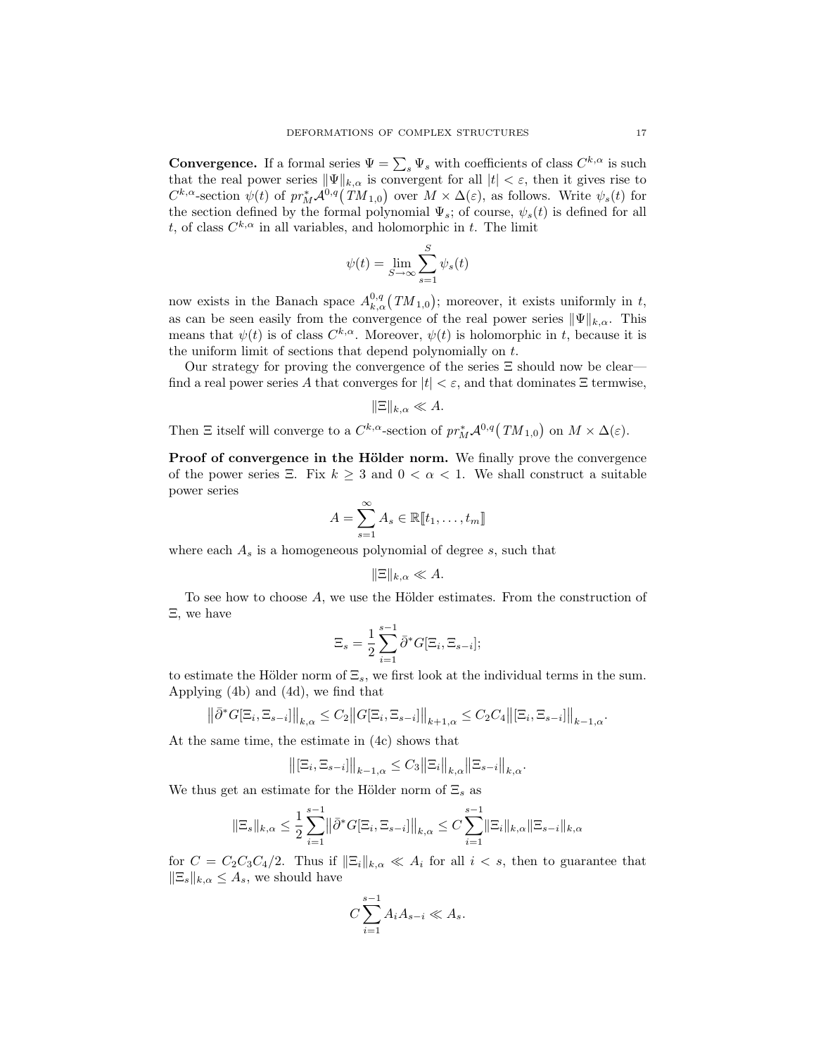**Convergence.** If a formal series $\Psi = \sum_s \Psi_s$ with coefficients of class $C^{k,\alpha}$ is such that the real power series $\|\Psi\|_{k,\alpha}$ is convergent for all $|t| < \varepsilon$, then it gives rise to $C^{k,\alpha}$-section $\psi(t)$ of $pr_M^* \mathcal{A}^{0,q}\big(TM_{1,0}\big)$ over $M \times \Delta(\varepsilon)$, as follows. Write $\psi_s(t)$ for the section defined by the formal polynomial $\Psi_s$; of course, $\psi_s(t)$ is defined for all $t$, of class $C^{k,\alpha}$ in all variables, and holomorphic in $t$. The limit

$$\psi(t) = \lim_{S \to \infty} \sum_{s=1}^{S} \psi_s(t)$$

now exists in the Banach space $A^{0,q}_{k,\alpha}\big(TM_{1,0}\big)$; moreover, it exists uniformly in $t$, as can be seen easily from the convergence of the real power series $\|\Psi\|_{k,\alpha}$. This means that $\psi(t)$ is of class $C^{k,\alpha}$. Moreover, $\psi(t)$ is holomorphic in $t$, because it is the uniform limit of sections that depend polynomially on $t$.

Our strategy for proving the convergence of the series $\Xi$ should now be clear—find a real power series $A$ that converges for $|t| < \varepsilon$, and that dominates $\Xi$ termwise,

$$\|\Xi\|_{k,\alpha} \ll A.$$

Then $\Xi$ itself will converge to a $C^{k,\alpha}$-section of $pr_M^* \mathcal{A}^{0,q}\big(TM_{1,0}\big)$ on $M \times \Delta(\varepsilon)$.

**Proof of convergence in the Hölder norm.** We finally prove the convergence of the power series $\Xi$. Fix $k \geq 3$ and $0 < \alpha < 1$. We shall construct a suitable power series

$$A = \sum_{s=1}^{\infty} A_s \in \mathbb{R}[\![t_1, \dots, t_m]\!]$$

where each $A_s$ is a homogeneous polynomial of degree $s$, such that

$$\|\Xi\|_{k,\alpha} \ll A.$$

To see how to choose $A$, we use the Hölder estimates. From the construction of $\Xi$, we have

$$\Xi_s = \frac{1}{2} \sum_{i=1}^{s-1} \bar{\partial}^* G[\Xi_i, \Xi_{s-i}];$$

to estimate the Hölder norm of $\Xi_s$, we first look at the individual terms in the sum. Applying (4b) and (4d), we find that

$$\big\|\bar{\partial}^* G[\Xi_i, \Xi_{s-i}]\big\|_{k,\alpha} \leq C_2 \big\|G[\Xi_i, \Xi_{s-i}]\big\|_{k+1,\alpha} \leq C_2 C_4 \big\|[\Xi_i, \Xi_{s-i}]\big\|_{k-1,\alpha}.$$

At the same time, the estimate in (4c) shows that

$$\big\|[\Xi_i, \Xi_{s-i}]\big\|_{k-1,\alpha} \leq C_3 \big\|\Xi_i\big\|_{k,\alpha} \big\|\Xi_{s-i}\big\|_{k,\alpha}.$$

We thus get an estimate for the Hölder norm of $\Xi_s$ as

$$\|\Xi_s\|_{k,\alpha} \leq \frac{1}{2} \sum_{i=1}^{s-1} \big\|\bar{\partial}^* G[\Xi_i, \Xi_{s-i}]\big\|_{k,\alpha} \leq C \sum_{i=1}^{s-1} \|\Xi_i\|_{k,\alpha} \|\Xi_{s-i}\|_{k,\alpha}$$

for $C = C_2 C_3 C_4 / 2$. Thus if $\|\Xi_i\|_{k,\alpha} \ll A_i$ for all $i < s$, then to guarantee that $\|\Xi_s\|_{k,\alpha} \leq A_s$, we should have

$$C \sum_{i=1}^{s-1} A_i A_{s-i} \ll A_s.$$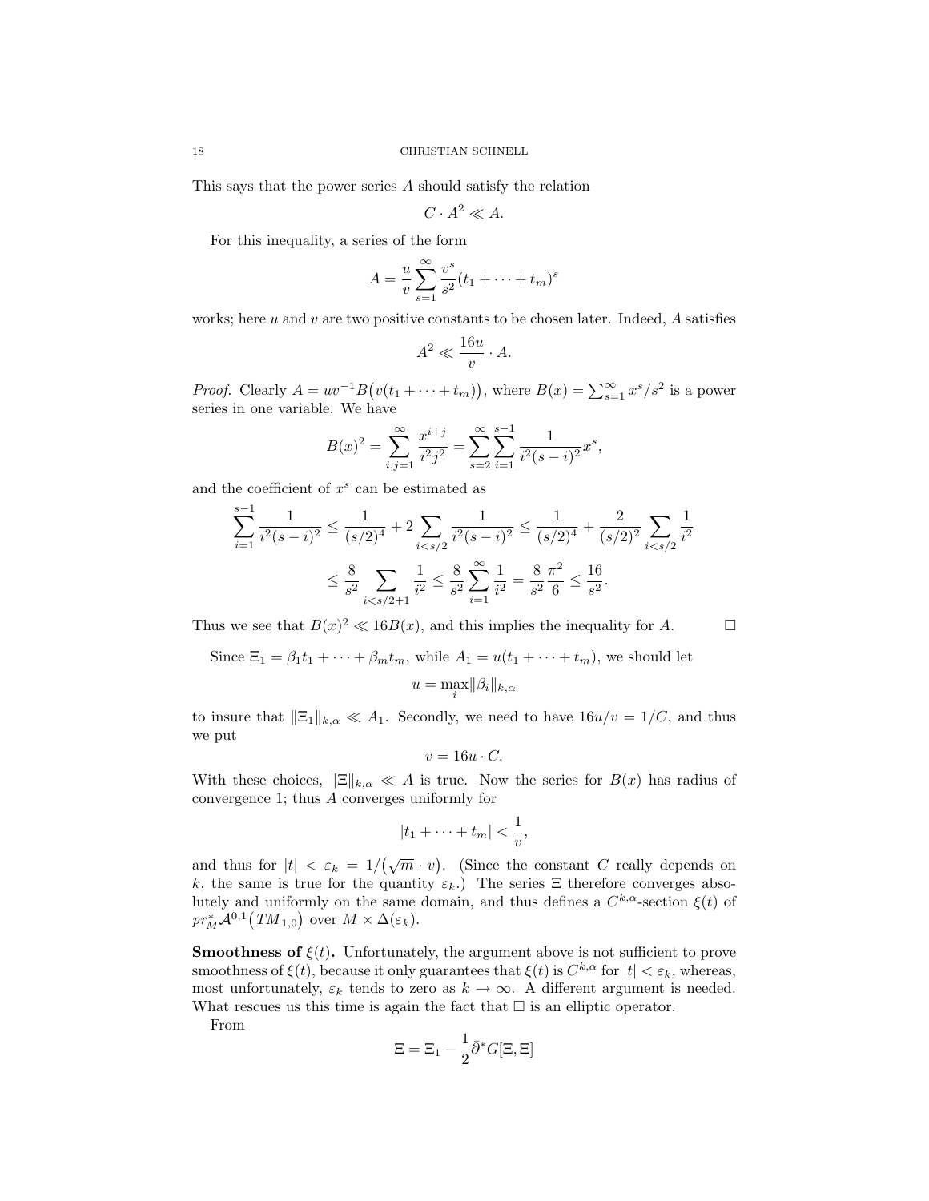This says that the power series $A$ should satisfy the relation

$$C \cdot A^2 \ll A.$$

For this inequality, a series of the form

$$A = \frac{u}{v} \sum_{s=1}^{\infty} \frac{v^s}{s^2} (t_1 + \cdots + t_m)^s$$

works; here $u$ and $v$ are two positive constants to be chosen later. Indeed, $A$ satisfies

$$A^2 \ll \frac{16u}{v} \cdot A.$$

*Proof.* Clearly $A = uv^{-1} B\big(v(t_1 + \cdots + t_m)\big)$, where $B(x) = \sum_{s=1}^{\infty} x^s/s^2$ is a power series in one variable. We have

$$B(x)^2 = \sum_{i,j=1}^{\infty} \frac{x^{i+j}}{i^2 j^2} = \sum_{s=2}^{\infty} \sum_{i=1}^{s-1} \frac{1}{i^2 (s-i)^2} x^s,$$

and the coefficient of $x^s$ can be estimated as

$$\sum_{i=1}^{s-1} \frac{1}{i^2(s-i)^2} \leq \frac{1}{(s/2)^4} + 2 \sum_{i<s/2} \frac{1}{i^2(s-i)^2} \leq \frac{1}{(s/2)^4} + \frac{2}{(s/2)^2} \sum_{i<s/2} \frac{1}{i^2}$$

$$\leq \frac{8}{s^2} \sum_{i<s/2+1} \frac{1}{i^2} \leq \frac{8}{s^2} \sum_{i=1}^{\infty} \frac{1}{i^2} = \frac{8}{s^2} \frac{\pi^2}{6} \leq \frac{16}{s^2}.$$

Thus we see that $B(x)^2 \ll 16 B(x)$, and this implies the inequality for $A$. $\square$

Since $\Xi_1 = \beta_1 t_1 + \cdots + \beta_m t_m$, while $A_1 = u(t_1 + \cdots + t_m)$, we should let

$$u = \max_i \|\beta_i\|_{k,\alpha}$$

to insure that $\|\Xi_1\|_{k,\alpha} \ll A_1$. Secondly, we need to have $16u/v = 1/C$, and thus we put

$$v = 16u \cdot C.$$

With these choices, $\|\Xi\|_{k,\alpha} \ll A$ is true. Now the series for $B(x)$ has radius of convergence 1; thus $A$ converges uniformly for

$$|t_1 + \cdots + t_m| < \frac{1}{v},$$

and thus for $|t| < \varepsilon_k = 1/\big(\sqrt{m} \cdot v\big)$. (Since the constant $C$ really depends on $k$, the same is true for the quantity $\varepsilon_k$.) The series $\Xi$ therefore converges absolutely and uniformly on the same domain, and thus defines a $C^{k,\alpha}$-section $\xi(t)$ of $pr_M^* \mathcal{A}^{0,1}\big(TM_{1,0}\big)$ over $M \times \Delta(\varepsilon_k)$.

**Smoothness of $\xi(t)$.** Unfortunately, the argument above is not sufficient to prove smoothness of $\xi(t)$, because it only guarantees that $\xi(t)$ is $C^{k,\alpha}$ for $|t| < \varepsilon_k$, whereas, most unfortunately, $\varepsilon_k$ tends to zero as $k \to \infty$. A different argument is needed. What rescues us this time is again the fact that $\square$ is an elliptic operator.

From

$$\Xi = \Xi_1 - \frac{1}{2} \bar{\partial}^* G[\Xi, \Xi]$$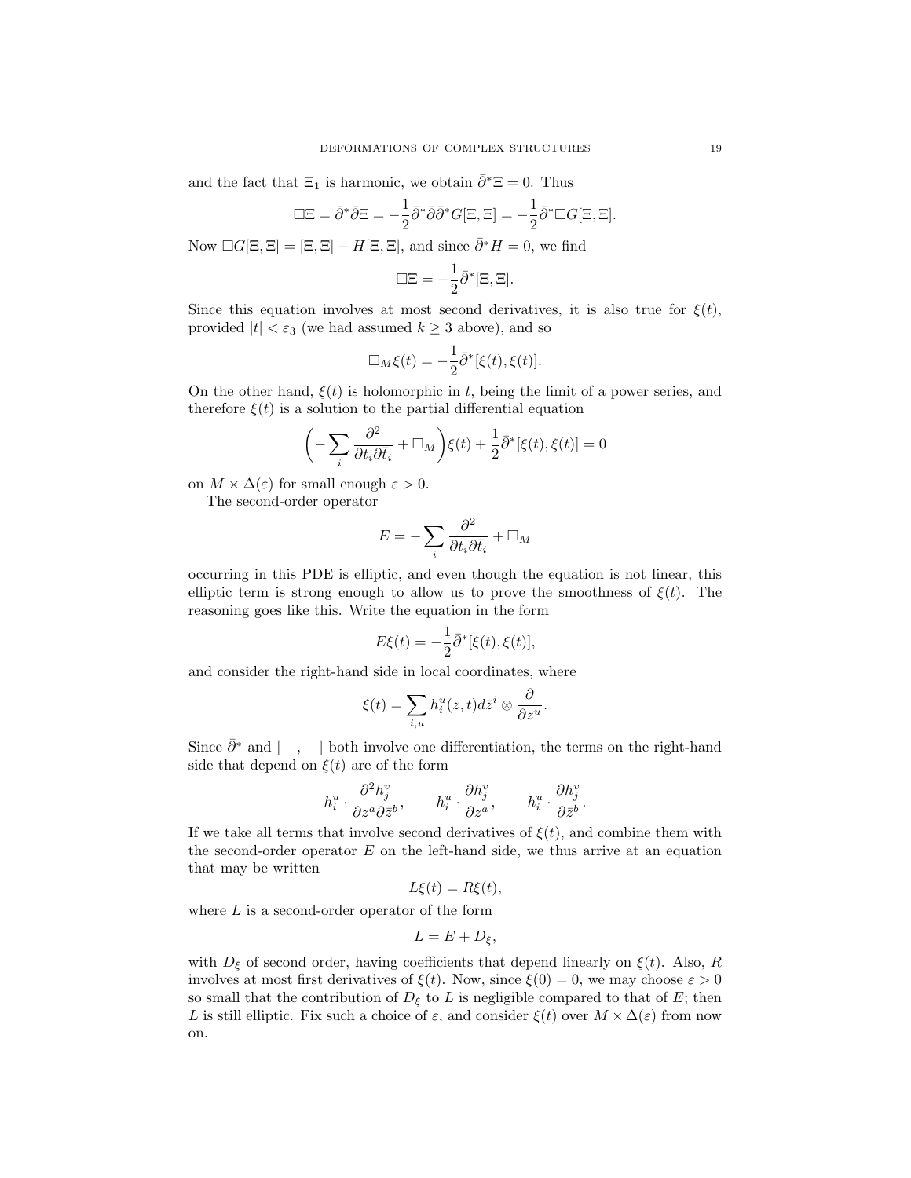and the fact that $\Xi_1$ is harmonic, we obtain $\bar{\partial}^* \Xi = 0$. Thus

$$\Box \Xi = \bar{\partial}^* \bar{\partial} \Xi = -\frac{1}{2} \bar{\partial}^* \bar{\partial} \bar{\partial}^* G[\Xi, \Xi] = -\frac{1}{2} \bar{\partial}^* \Box G[\Xi, \Xi].$$

Now $\Box G[\Xi, \Xi] = [\Xi, \Xi] - H[\Xi, \Xi]$, and since $\bar{\partial}^* H = 0$, we find

$$\Box \Xi = -\frac{1}{2} \bar{\partial}^* [\Xi, \Xi].$$

Since this equation involves at most second derivatives, it is also true for $\xi(t)$, provided $|t| < \varepsilon_3$ (we had assumed $k \geq 3$ above), and so

$$\Box_M \xi(t) = -\frac{1}{2} \bar{\partial}^* [\xi(t), \xi(t)].$$

On the other hand, $\xi(t)$ is holomorphic in $t$, being the limit of a power series, and therefore $\xi(t)$ is a solution to the partial differential equation

$$\left( -\sum_i \frac{\partial^2}{\partial t_i \partial \bar{t}_i} + \Box_M \right) \xi(t) + \frac{1}{2} \bar{\partial}^* [\xi(t), \xi(t)] = 0$$

on $M \times \Delta(\varepsilon)$ for small enough $\varepsilon > 0$.

The second-order operator

$$E = -\sum_i \frac{\partial^2}{\partial t_i \partial \bar{t}_i} + \Box_M$$

occurring in this PDE is elliptic, and even though the equation is not linear, this elliptic term is strong enough to allow us to prove the smoothness of $\xi(t)$. The reasoning goes like this. Write the equation in the form

$$E \xi(t) = -\frac{1}{2} \bar{\partial}^* [\xi(t), \xi(t)],$$

and consider the right-hand side in local coordinates, where

$$\xi(t) = \sum_{i,u} h_i^u(z,t) d\bar{z}^i \otimes \frac{\partial}{\partial z^u}.$$

Since $\bar{\partial}^*$ and $[\_\,, \_]$ both involve one differentiation, the terms on the right-hand side that depend on $\xi(t)$ are of the form

$$h_i^u \cdot \frac{\partial^2 h_j^v}{\partial z^a \partial \bar{z}^b}, \qquad h_i^u \cdot \frac{\partial h_j^v}{\partial z^a}, \qquad h_i^u \cdot \frac{\partial h_j^v}{\partial \bar{z}^b}.$$

If we take all terms that involve second derivatives of $\xi(t)$, and combine them with the second-order operator $E$ on the left-hand side, we thus arrive at an equation that may be written

$$L \xi(t) = R \xi(t),$$

where $L$ is a second-order operator of the form

$$L = E + D_\xi,$$

with $D_\xi$ of second order, having coefficients that depend linearly on $\xi(t)$. Also, $R$ involves at most first derivatives of $\xi(t)$. Now, since $\xi(0) = 0$, we may choose $\varepsilon > 0$ so small that the contribution of $D_\xi$ to $L$ is negligible compared to that of $E$; then $L$ is still elliptic. Fix such a choice of $\varepsilon$, and consider $\xi(t)$ over $M \times \Delta(\varepsilon)$ from now on.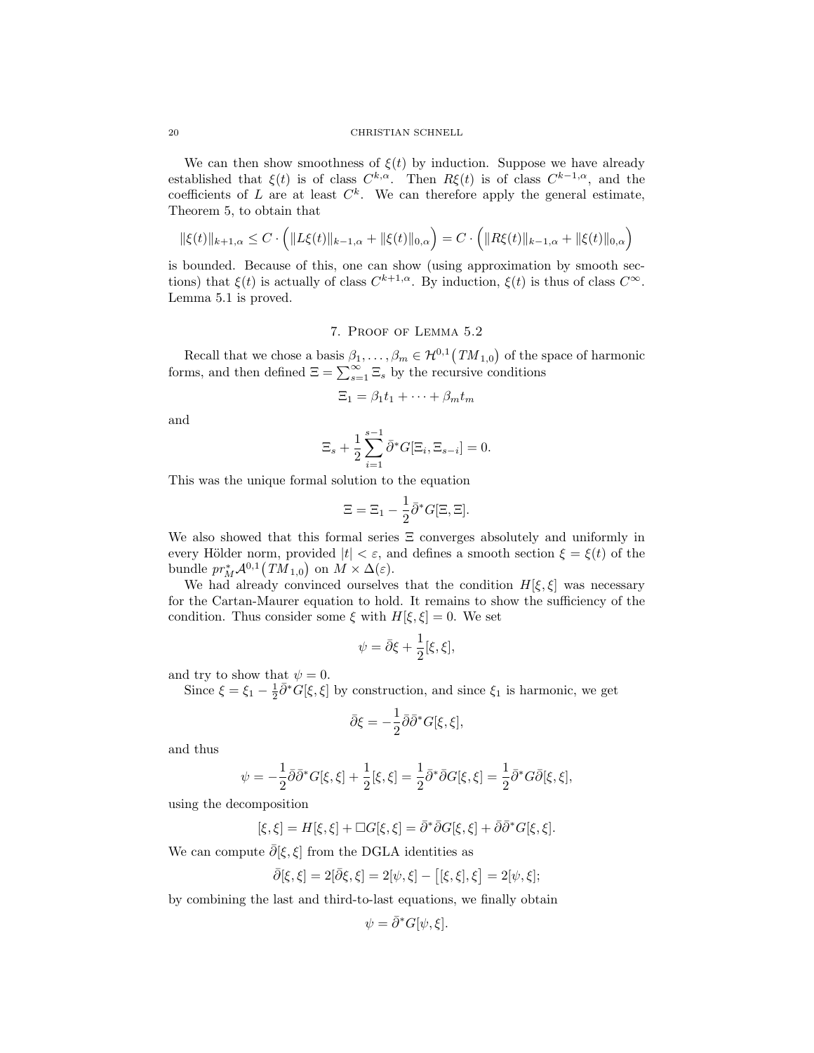We can then show smoothness of $\xi(t)$ by induction. Suppose we have already established that $\xi(t)$ is of class $C^{k,\alpha}$. Then $R\xi(t)$ is of class $C^{k-1,\alpha}$, and the coefficients of $L$ are at least $C^k$. We can therefore apply the general estimate, Theorem 5, to obtain that

$$\|\xi(t)\|_{k+1,\alpha} \leq C \cdot \Big( \|L\xi(t)\|_{k-1,\alpha} + \|\xi(t)\|_{0,\alpha} \Big) = C \cdot \Big( \|R\xi(t)\|_{k-1,\alpha} + \|\xi(t)\|_{0,\alpha} \Big)$$

is bounded. Because of this, one can show (using approximation by smooth sections) that $\xi(t)$ is actually of class $C^{k+1,\alpha}$. By induction, $\xi(t)$ is thus of class $C^\infty$. Lemma 5.1 is proved.

## 7. Proof of Lemma 5.2

Recall that we chose a basis $\beta_1, \dots, \beta_m \in \mathcal{H}^{0,1}\big(TM_{1,0}\big)$ of the space of harmonic forms, and then defined $\Xi = \sum_{s=1}^{\infty} \Xi_s$ by the recursive conditions

$$\Xi_1 = \beta_1 t_1 + \cdots + \beta_m t_m$$

and

$$\Xi_s + \frac{1}{2} \sum_{i=1}^{s-1} \bar{\partial}^* G[\Xi_i, \Xi_{s-i}] = 0.$$

This was the unique formal solution to the equation

$$\Xi = \Xi_1 - \frac{1}{2} \bar{\partial}^* G[\Xi, \Xi].$$

We also showed that this formal series $\Xi$ converges absolutely and uniformly in every Hölder norm, provided $|t| < \varepsilon$, and defines a smooth section $\xi = \xi(t)$ of the bundle $pr_M^* \mathcal{A}^{0,1}\big(TM_{1,0}\big)$ on $M \times \Delta(\varepsilon)$.

We had already convinced ourselves that the condition $H[\xi, \xi]$ was necessary for the Cartan-Maurer equation to hold. It remains to show the sufficiency of the condition. Thus consider some $\xi$ with $H[\xi, \xi] = 0$. We set

$$\psi = \bar{\partial}\xi + \frac{1}{2}[\xi, \xi],$$

and try to show that $\psi = 0$.

Since $\xi = \xi_1 - \frac{1}{2}\bar{\partial}^* G[\xi, \xi]$ by construction, and since $\xi_1$ is harmonic, we get

$$\bar{\partial}\xi = -\frac{1}{2} \bar{\partial}\bar{\partial}^* G[\xi, \xi],$$

and thus

$$\psi = -\frac{1}{2} \bar{\partial}\bar{\partial}^* G[\xi, \xi] + \frac{1}{2}[\xi, \xi] = \frac{1}{2} \bar{\partial}^* \bar{\partial} G[\xi, \xi] = \frac{1}{2} \bar{\partial}^* G \bar{\partial}[\xi, \xi],$$

using the decomposition

$$[\xi, \xi] = H[\xi, \xi] + \Box G[\xi, \xi] = \bar{\partial}^* \bar{\partial} G[\xi, \xi] + \bar{\partial}\bar{\partial}^* G[\xi, \xi].$$

We can compute $\bar{\partial}[\xi, \xi]$ from the DGLA identities as

$$\bar{\partial}[\xi, \xi] = 2[\bar{\partial}\xi, \xi] = 2[\psi, \xi] - \big[[\xi, \xi], \xi\big] = 2[\psi, \xi];$$

by combining the last and third-to-last equations, we finally obtain

$$\psi = \bar{\partial}^* G[\psi, \xi].$$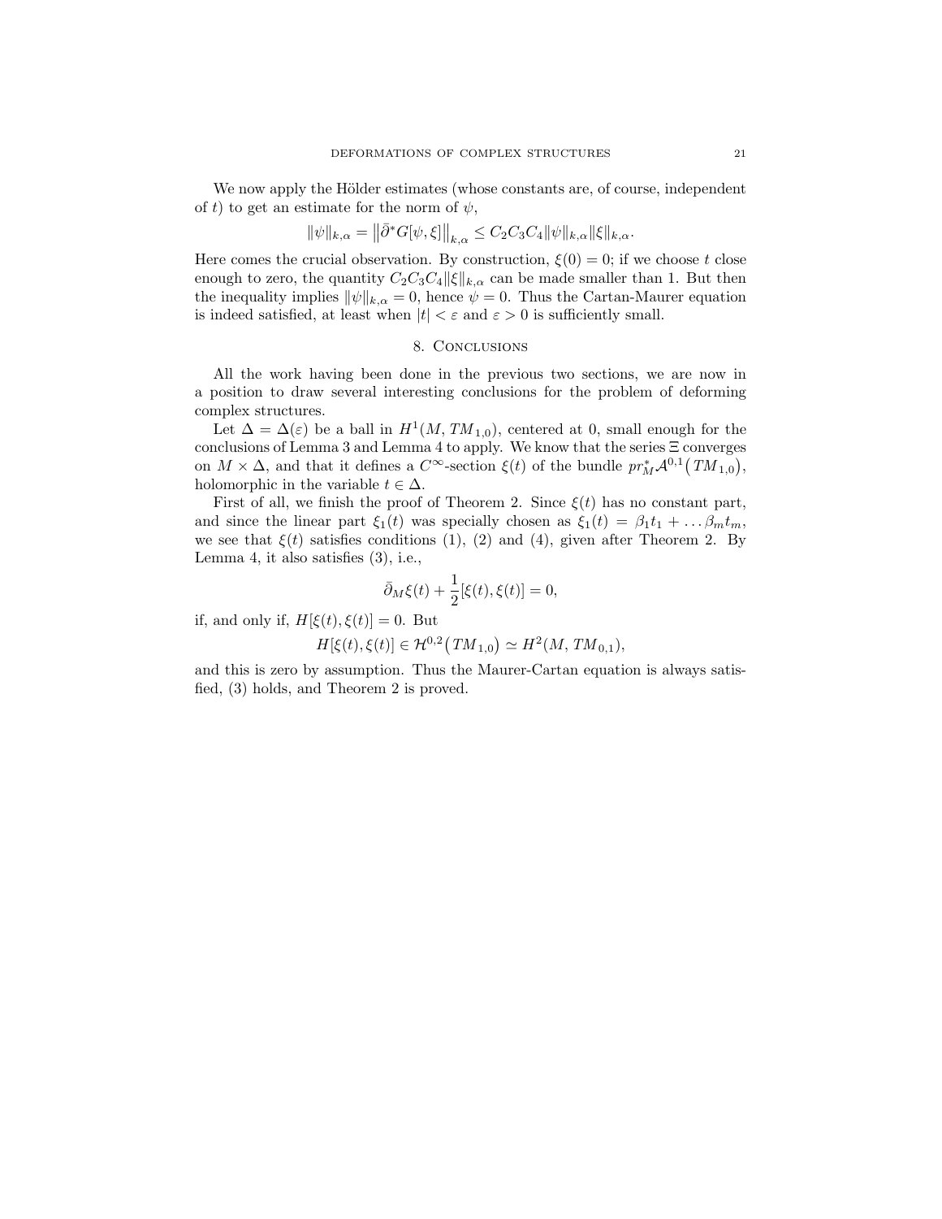We now apply the Hölder estimates (whose constants are, of course, independent of $t$) to get an estimate for the norm of $\psi$,

$$\|\psi\|_{k,\alpha} = \left\|\bar{\partial}^* G[\psi, \xi]\right\|_{k,\alpha} \leq C_2 C_3 C_4 \|\psi\|_{k,\alpha} \|\xi\|_{k,\alpha}.$$

Here comes the crucial observation. By construction, $\xi(0) = 0$; if we choose $t$ close enough to zero, the quantity $C_2 C_3 C_4 \|\xi\|_{k,\alpha}$ can be made smaller than 1. But then the inequality implies $\|\psi\|_{k,\alpha} = 0$, hence $\psi = 0$. Thus the Cartan-Maurer equation is indeed satisfied, at least when $|t| < \varepsilon$ and $\varepsilon > 0$ is sufficiently small.

## 8. Conclusions

All the work having been done in the previous two sections, we are now in a position to draw several interesting conclusions for the problem of deforming complex structures.

Let $\Delta = \Delta(\varepsilon)$ be a ball in $H^1(M, TM_{1,0})$, centered at 0, small enough for the conclusions of Lemma 3 and Lemma 4 to apply. We know that the series $\Xi$ converges on $M \times \Delta$, and that it defines a $C^\infty$-section $\xi(t)$ of the bundle $pr_M^* \mathcal{A}^{0,1}\big(TM_{1,0}\big)$, holomorphic in the variable $t \in \Delta$.

First of all, we finish the proof of Theorem 2. Since $\xi(t)$ has no constant part, and since the linear part $\xi_1(t)$ was specially chosen as $\xi_1(t) = \beta_1 t_1 + \dots \beta_m t_m$, we see that $\xi(t)$ satisfies conditions (1), (2) and (4), given after Theorem 2. By Lemma 4, it also satisfies (3), i.e.,

$$\bar{\partial}_M \xi(t) + \frac{1}{2}[\xi(t), \xi(t)] = 0,$$

if, and only if, $H[\xi(t), \xi(t)] = 0$. But

$$H[\xi(t), \xi(t)] \in \mathcal{H}^{0,2}\big(TM_{1,0}\big) \simeq H^2(M, TM_{0,1}),$$

and this is zero by assumption. Thus the Maurer-Cartan equation is always satisfied, (3) holds, and Theorem 2 is proved.